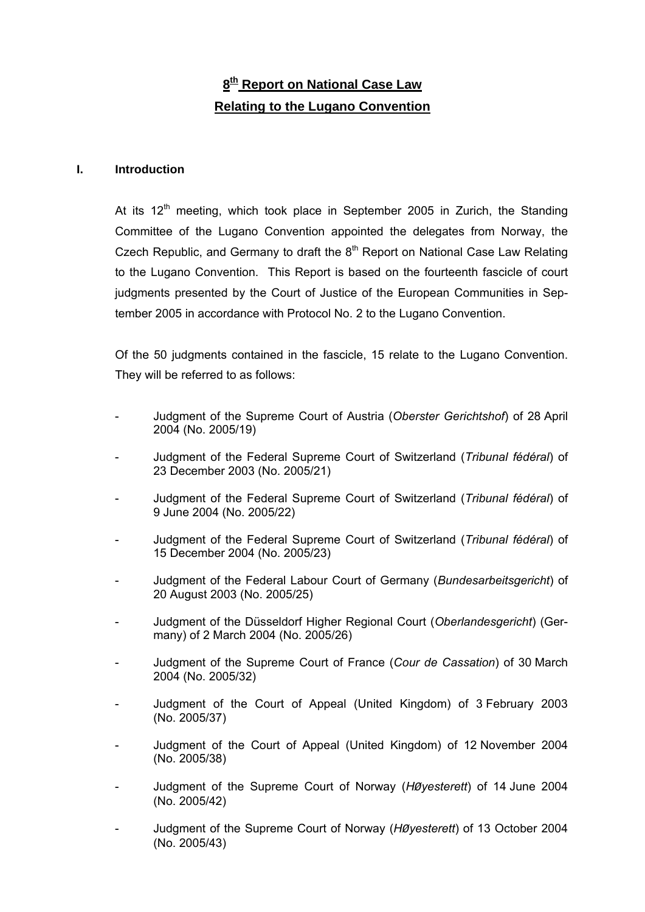# 8th Report on National Case Law Relating to the Lugano Convention

## I. Introduction

At its 12th meeting, which took place in September 2005 in Zurich, the Standing Committee of the Lugano Convention appointed the delegates from Norway, the Czech Republic, and Germany to draft the 8th Report on National Case Law Relating to the Lugano Convention. This Report is based on the fourteenth fascicle of court judgments presented by the Court of Justice of the European Communities in September 2005 in accordance with Protocol No. 2 to the Lugano Convention.

Of the 50 judgments contained in the fascicle, 15 relate to the Lugano Convention. They will be referred to as follows:

- Judgment of the Supreme Court of Austria (*Oberster Gerichtshof*) of 28 April 2004 (No. 2005/19)
- Judgment of the Federal Supreme Court of Switzerland (*Tribunal fédéral*) of 23 December 2003 (No. 2005/21)
- Judgment of the Federal Supreme Court of Switzerland (*Tribunal fédéral*) of 9 June 2004 (No. 2005/22)
- Judgment of the Federal Supreme Court of Switzerland (*Tribunal fédéral*) of 15 December 2004 (No. 2005/23)
- Judgment of the Federal Labour Court of Germany (*Bundesarbeitsgericht*) of 20 August 2003 (No. 2005/25)
- Judgment of the Düsseldorf Higher Regional Court (*Oberlandesgericht*) (Germany) of 2 March 2004 (No. 2005/26)
- Judgment of the Supreme Court of France (*Cour de Cassation*) of 30 March 2004 (No. 2005/32)
- Judgment of the Court of Appeal (United Kingdom) of 3 February 2003 (No. 2005/37)
- Judgment of the Court of Appeal (United Kingdom) of 12 November 2004 (No. 2005/38)
- Judgment of the Supreme Court of Norway (*Høyesterett*) of 14 June 2004 (No. 2005/42)
- Judgment of the Supreme Court of Norway (*Høyesterett*) of 13 October 2004 (No. 2005/43)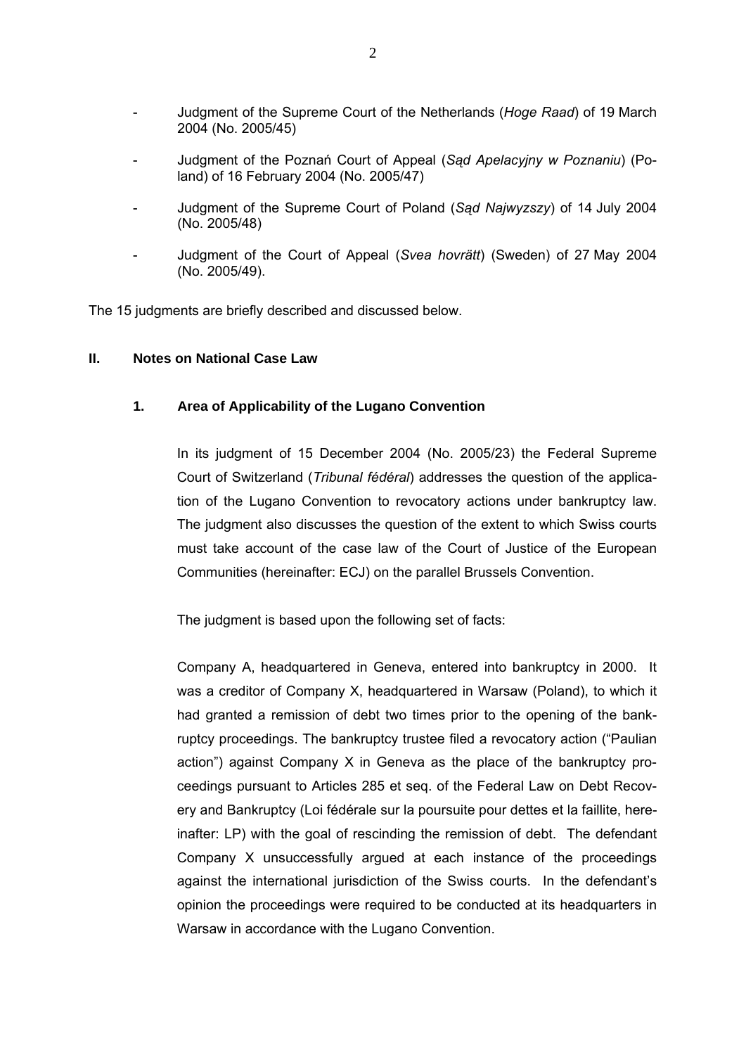- Judgment of the Supreme Court of the Netherlands (*Hoge Raad*) of 19 March 2004 (No. 2005/45)

- Judgment of the Poznań Court of Appeal (*Sąd Apelacyjny w Poznaniu*) (Poland) of 16 February 2004 (No. 2005/47)

- Judgment of the Supreme Court of Poland (*Sąd Najwyzszy*) of 14 July 2004 (No. 2005/48)

- Judgment of the Court of Appeal (*Svea hovrätt*) (Sweden) of 27 May 2004 (No. 2005/49).

The 15 judgments are briefly described and discussed below.

## II. Notes on National Case Law

### 1. Area of Applicability of the Lugano Convention

In its judgment of 15 December 2004 (No. 2005/23) the Federal Supreme Court of Switzerland (*Tribunal fédéral*) addresses the question of the application of the Lugano Convention to revocatory actions under bankruptcy law. The judgment also discusses the question of the extent to which Swiss courts must take account of the case law of the Court of Justice of the European Communities (hereinafter: ECJ) on the parallel Brussels Convention.

The judgment is based upon the following set of facts:

Company A, headquartered in Geneva, entered into bankruptcy in 2000. It was a creditor of Company X, headquartered in Warsaw (Poland), to which it had granted a remission of debt two times prior to the opening of the bankruptcy proceedings. The bankruptcy trustee filed a revocatory action ("Paulian action") against Company X in Geneva as the place of the bankruptcy proceedings pursuant to Articles 285 et seq. of the Federal Law on Debt Recovery and Bankruptcy (Loi fédérale sur la poursuite pour dettes et la faillite, hereinafter: LP) with the goal of rescinding the remission of debt. The defendant Company X unsuccessfully argued at each instance of the proceedings against the international jurisdiction of the Swiss courts. In the defendant's opinion the proceedings were required to be conducted at its headquarters in Warsaw in accordance with the Lugano Convention.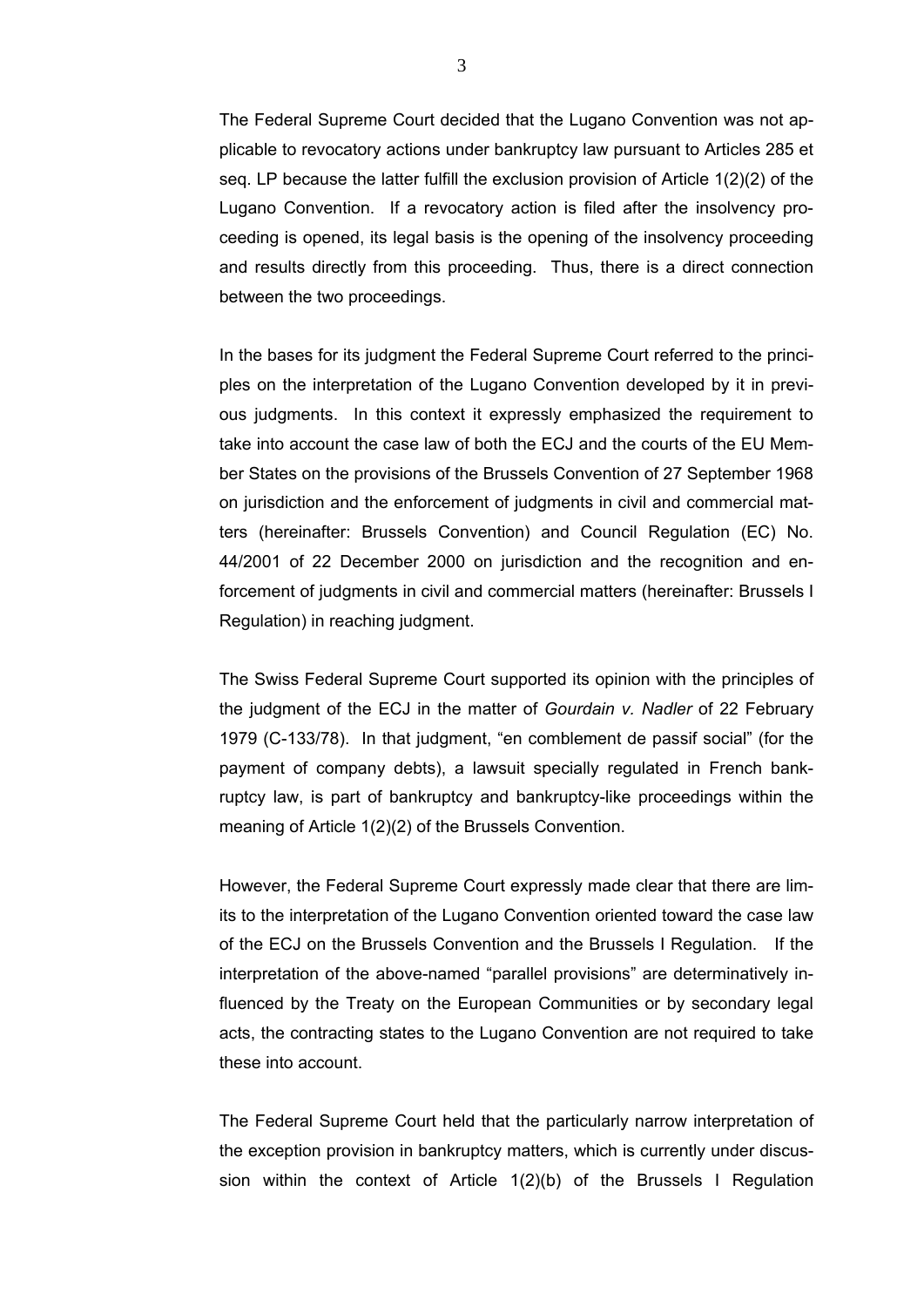The Federal Supreme Court decided that the Lugano Convention was not applicable to revocatory actions under bankruptcy law pursuant to Articles 285 et seq. LP because the latter fulfill the exclusion provision of Article 1(2)(2) of the Lugano Convention. If a revocatory action is filed after the insolvency proceeding is opened, its legal basis is the opening of the insolvency proceeding and results directly from this proceeding. Thus, there is a direct connection between the two proceedings.

In the bases for its judgment the Federal Supreme Court referred to the principles on the interpretation of the Lugano Convention developed by it in previous judgments. In this context it expressly emphasized the requirement to take into account the case law of both the ECJ and the courts of the EU Member States on the provisions of the Brussels Convention of 27 September 1968 on jurisdiction and the enforcement of judgments in civil and commercial matters (hereinafter: Brussels Convention) and Council Regulation (EC) No. 44/2001 of 22 December 2000 on jurisdiction and the recognition and enforcement of judgments in civil and commercial matters (hereinafter: Brussels I Regulation) in reaching judgment.

The Swiss Federal Supreme Court supported its opinion with the principles of the judgment of the ECJ in the matter of *Gourdain v. Nadler* of 22 February 1979 (C-133/78). In that judgment, "en comblement de passif social" (for the payment of company debts), a lawsuit specially regulated in French bankruptcy law, is part of bankruptcy and bankruptcy-like proceedings within the meaning of Article 1(2)(2) of the Brussels Convention.

However, the Federal Supreme Court expressly made clear that there are limits to the interpretation of the Lugano Convention oriented toward the case law of the ECJ on the Brussels Convention and the Brussels I Regulation. If the interpretation of the above-named "parallel provisions" are determinatively influenced by the Treaty on the European Communities or by secondary legal acts, the contracting states to the Lugano Convention are not required to take these into account.

The Federal Supreme Court held that the particularly narrow interpretation of the exception provision in bankruptcy matters, which is currently under discussion within the context of Article 1(2)(b) of the Brussels I Regulation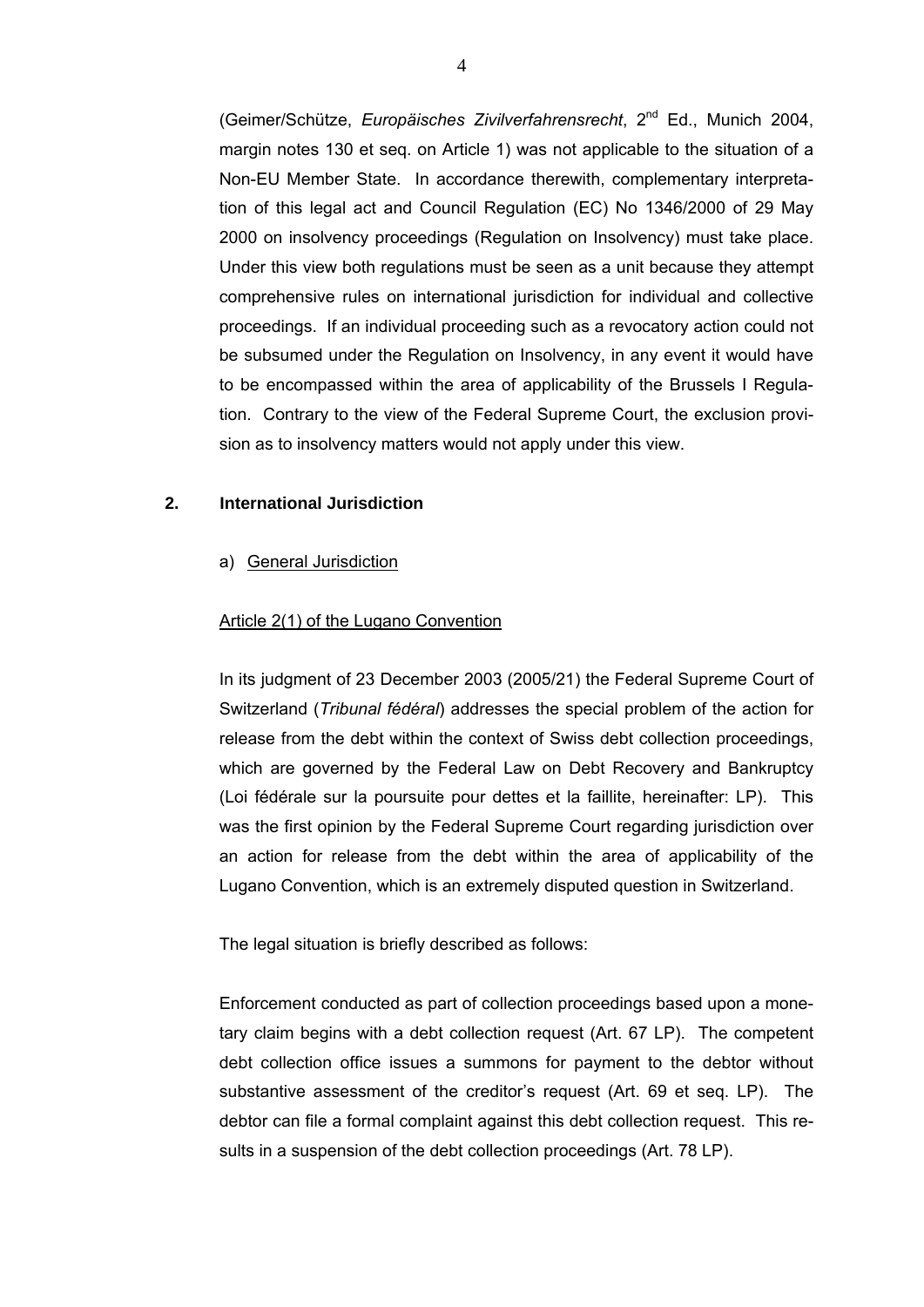(Geimer/Schütze, *Europäisches Zivilverfahrensrecht*, 2nd Ed., Munich 2004, margin notes 130 et seq. on Article 1) was not applicable to the situation of a Non-EU Member State. In accordance therewith, complementary interpretation of this legal act and Council Regulation (EC) No 1346/2000 of 29 May 2000 on insolvency proceedings (Regulation on Insolvency) must take place. Under this view both regulations must be seen as a unit because they attempt comprehensive rules on international jurisdiction for individual and collective proceedings. If an individual proceeding such as a revocatory action could not be subsumed under the Regulation on Insolvency, in any event it would have to be encompassed within the area of applicability of the Brussels I Regulation. Contrary to the view of the Federal Supreme Court, the exclusion provision as to insolvency matters would not apply under this view.

## 2. International Jurisdiction

### a) General Jurisdiction

Article 2(1) of the Lugano Convention

In its judgment of 23 December 2003 (2005/21) the Federal Supreme Court of Switzerland (*Tribunal fédéral*) addresses the special problem of the action for release from the debt within the context of Swiss debt collection proceedings, which are governed by the Federal Law on Debt Recovery and Bankruptcy (Loi fédérale sur la poursuite pour dettes et la faillite, hereinafter: LP). This was the first opinion by the Federal Supreme Court regarding jurisdiction over an action for release from the debt within the area of applicability of the Lugano Convention, which is an extremely disputed question in Switzerland.

The legal situation is briefly described as follows:

Enforcement conducted as part of collection proceedings based upon a monetary claim begins with a debt collection request (Art. 67 LP). The competent debt collection office issues a summons for payment to the debtor without substantive assessment of the creditor's request (Art. 69 et seq. LP). The debtor can file a formal complaint against this debt collection request. This results in a suspension of the debt collection proceedings (Art. 78 LP).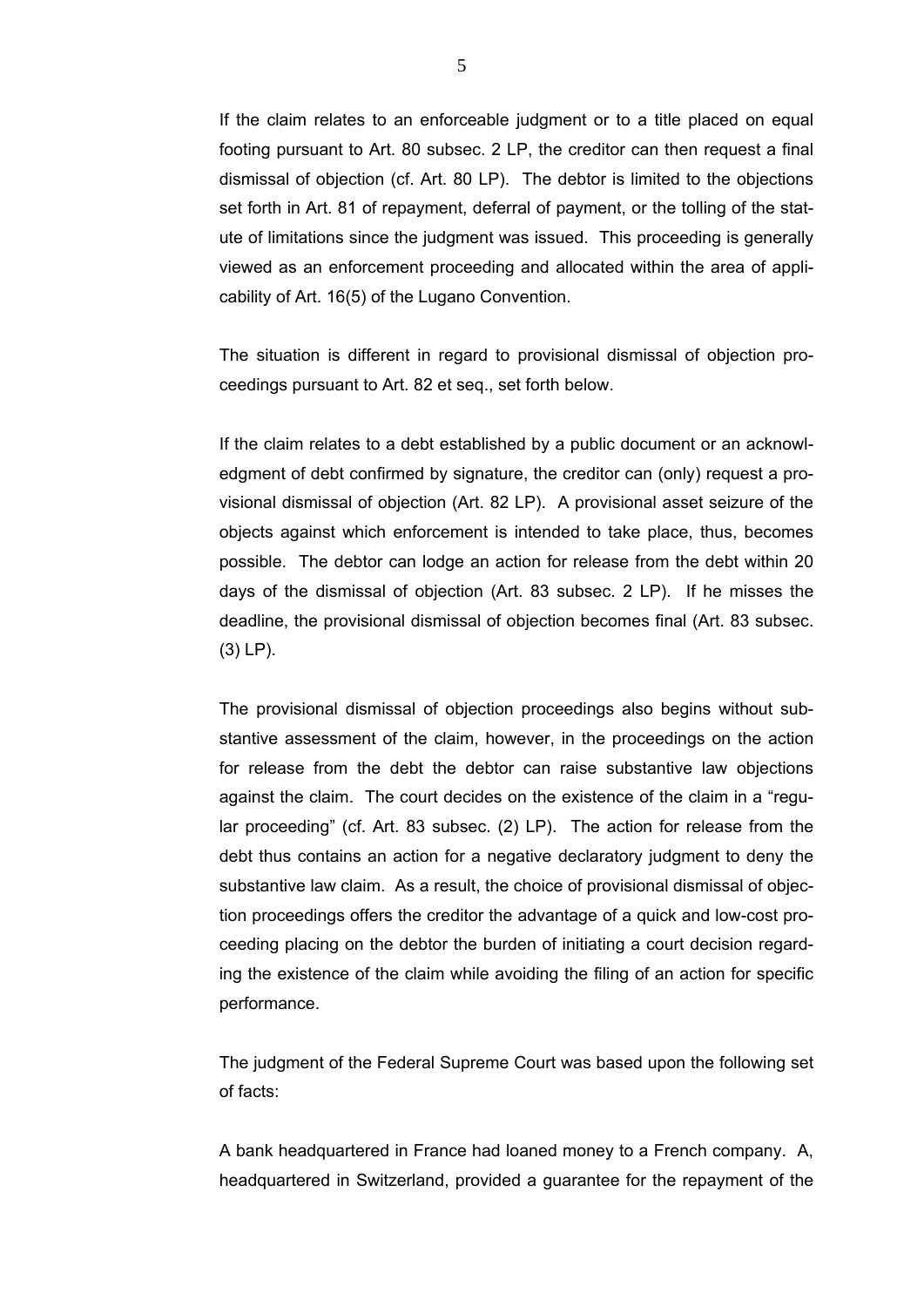If the claim relates to an enforceable judgment or to a title placed on equal footing pursuant to Art. 80 subsec. 2 LP, the creditor can then request a final dismissal of objection (cf. Art. 80 LP). The debtor is limited to the objections set forth in Art. 81 of repayment, deferral of payment, or the tolling of the statute of limitations since the judgment was issued. This proceeding is generally viewed as an enforcement proceeding and allocated within the area of applicability of Art. 16(5) of the Lugano Convention.

The situation is different in regard to provisional dismissal of objection proceedings pursuant to Art. 82 et seq., set forth below.

If the claim relates to a debt established by a public document or an acknowledgment of debt confirmed by signature, the creditor can (only) request a provisional dismissal of objection (Art. 82 LP). A provisional asset seizure of the objects against which enforcement is intended to take place, thus, becomes possible. The debtor can lodge an action for release from the debt within 20 days of the dismissal of objection (Art. 83 subsec. 2 LP). If he misses the deadline, the provisional dismissal of objection becomes final (Art. 83 subsec. (3) LP).

The provisional dismissal of objection proceedings also begins without substantive assessment of the claim, however, in the proceedings on the action for release from the debt the debtor can raise substantive law objections against the claim. The court decides on the existence of the claim in a "regular proceeding" (cf. Art. 83 subsec. (2) LP). The action for release from the debt thus contains an action for a negative declaratory judgment to deny the substantive law claim. As a result, the choice of provisional dismissal of objection proceedings offers the creditor the advantage of a quick and low-cost proceeding placing on the debtor the burden of initiating a court decision regarding the existence of the claim while avoiding the filing of an action for specific performance.

The judgment of the Federal Supreme Court was based upon the following set of facts:

A bank headquartered in France had loaned money to a French company. A, headquartered in Switzerland, provided a guarantee for the repayment of the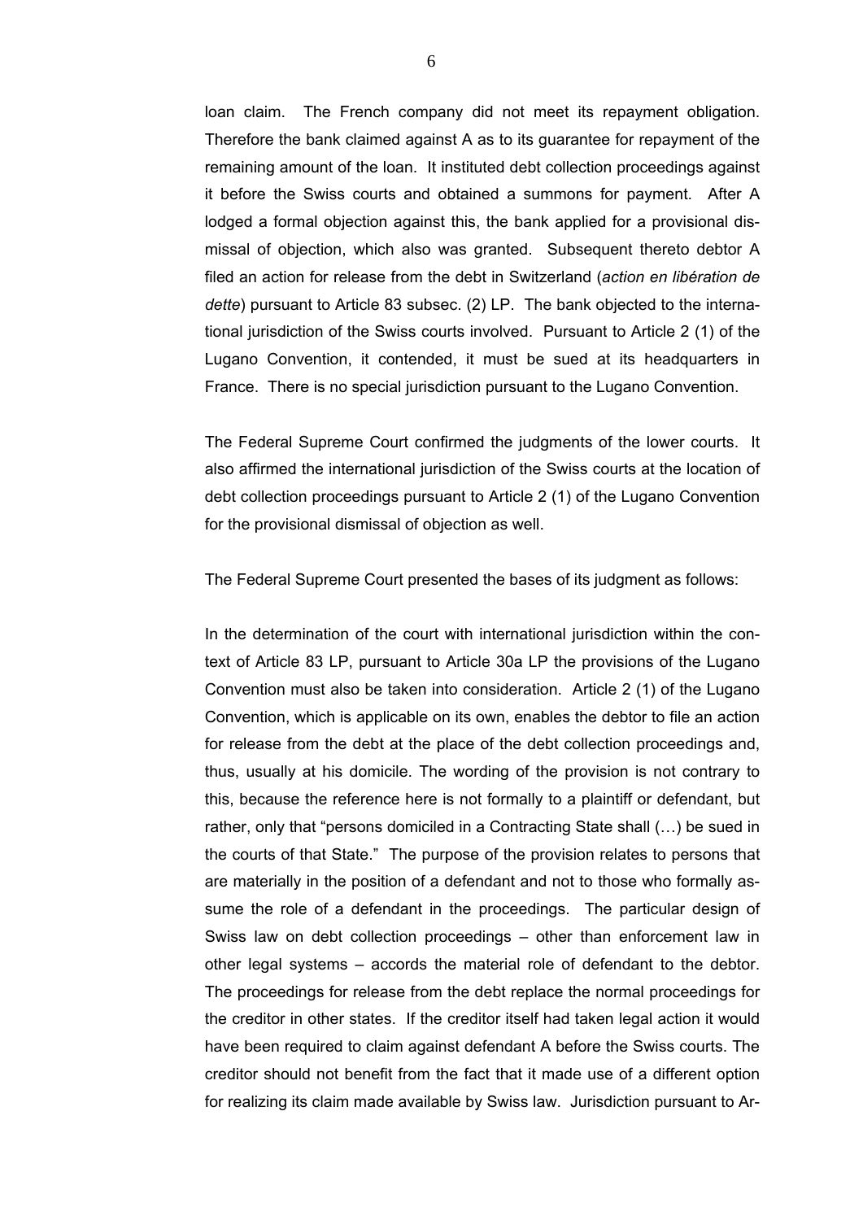loan claim. The French company did not meet its repayment obligation. Therefore the bank claimed against A as to its guarantee for repayment of the remaining amount of the loan. It instituted debt collection proceedings against it before the Swiss courts and obtained a summons for payment. After A lodged a formal objection against this, the bank applied for a provisional dismissal of objection, which also was granted. Subsequent thereto debtor A filed an action for release from the debt in Switzerland (*action en libération de dette*) pursuant to Article 83 subsec. (2) LP. The bank objected to the international jurisdiction of the Swiss courts involved. Pursuant to Article 2 (1) of the Lugano Convention, it contended, it must be sued at its headquarters in France. There is no special jurisdiction pursuant to the Lugano Convention.

The Federal Supreme Court confirmed the judgments of the lower courts. It also affirmed the international jurisdiction of the Swiss courts at the location of debt collection proceedings pursuant to Article 2 (1) of the Lugano Convention for the provisional dismissal of objection as well.

The Federal Supreme Court presented the bases of its judgment as follows:

In the determination of the court with international jurisdiction within the context of Article 83 LP, pursuant to Article 30a LP the provisions of the Lugano Convention must also be taken into consideration. Article 2 (1) of the Lugano Convention, which is applicable on its own, enables the debtor to file an action for release from the debt at the place of the debt collection proceedings and, thus, usually at his domicile. The wording of the provision is not contrary to this, because the reference here is not formally to a plaintiff or defendant, but rather, only that "persons domiciled in a Contracting State shall (…) be sued in the courts of that State." The purpose of the provision relates to persons that are materially in the position of a defendant and not to those who formally assume the role of a defendant in the proceedings. The particular design of Swiss law on debt collection proceedings – other than enforcement law in other legal systems – accords the material role of defendant to the debtor. The proceedings for release from the debt replace the normal proceedings for the creditor in other states. If the creditor itself had taken legal action it would have been required to claim against defendant A before the Swiss courts. The creditor should not benefit from the fact that it made use of a different option for realizing its claim made available by Swiss law. Jurisdiction pursuant to Ar-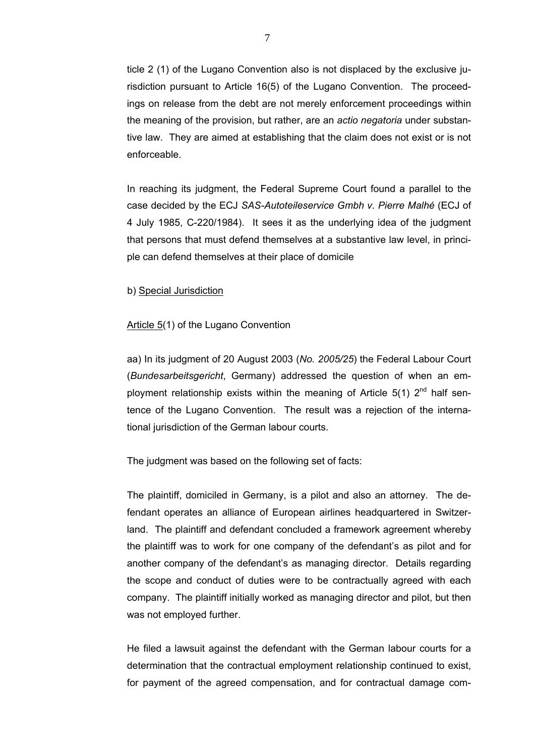ticle 2 (1) of the Lugano Convention also is not displaced by the exclusive jurisdiction pursuant to Article 16(5) of the Lugano Convention. The proceedings on release from the debt are not merely enforcement proceedings within the meaning of the provision, but rather, are an *actio negatoria* under substantive law. They are aimed at establishing that the claim does not exist or is not enforceable.

In reaching its judgment, the Federal Supreme Court found a parallel to the case decided by the ECJ *SAS-Autoteileservice Gmbh v. Pierre Malhé* (ECJ of 4 July 1985, C-220/1984). It sees it as the underlying idea of the judgment that persons that must defend themselves at a substantive law level, in principle can defend themselves at their place of domicile

b) Special Jurisdiction

Article 5(1) of the Lugano Convention

aa) In its judgment of 20 August 2003 (*No. 2005/25*) the Federal Labour Court (*Bundesarbeitsgericht*, Germany) addressed the question of when an employment relationship exists within the meaning of Article 5(1) 2nd half sentence of the Lugano Convention. The result was a rejection of the international jurisdiction of the German labour courts.

The judgment was based on the following set of facts:

The plaintiff, domiciled in Germany, is a pilot and also an attorney. The defendant operates an alliance of European airlines headquartered in Switzerland. The plaintiff and defendant concluded a framework agreement whereby the plaintiff was to work for one company of the defendant's as pilot and for another company of the defendant's as managing director. Details regarding the scope and conduct of duties were to be contractually agreed with each company. The plaintiff initially worked as managing director and pilot, but then was not employed further.

He filed a lawsuit against the defendant with the German labour courts for a determination that the contractual employment relationship continued to exist, for payment of the agreed compensation, and for contractual damage com-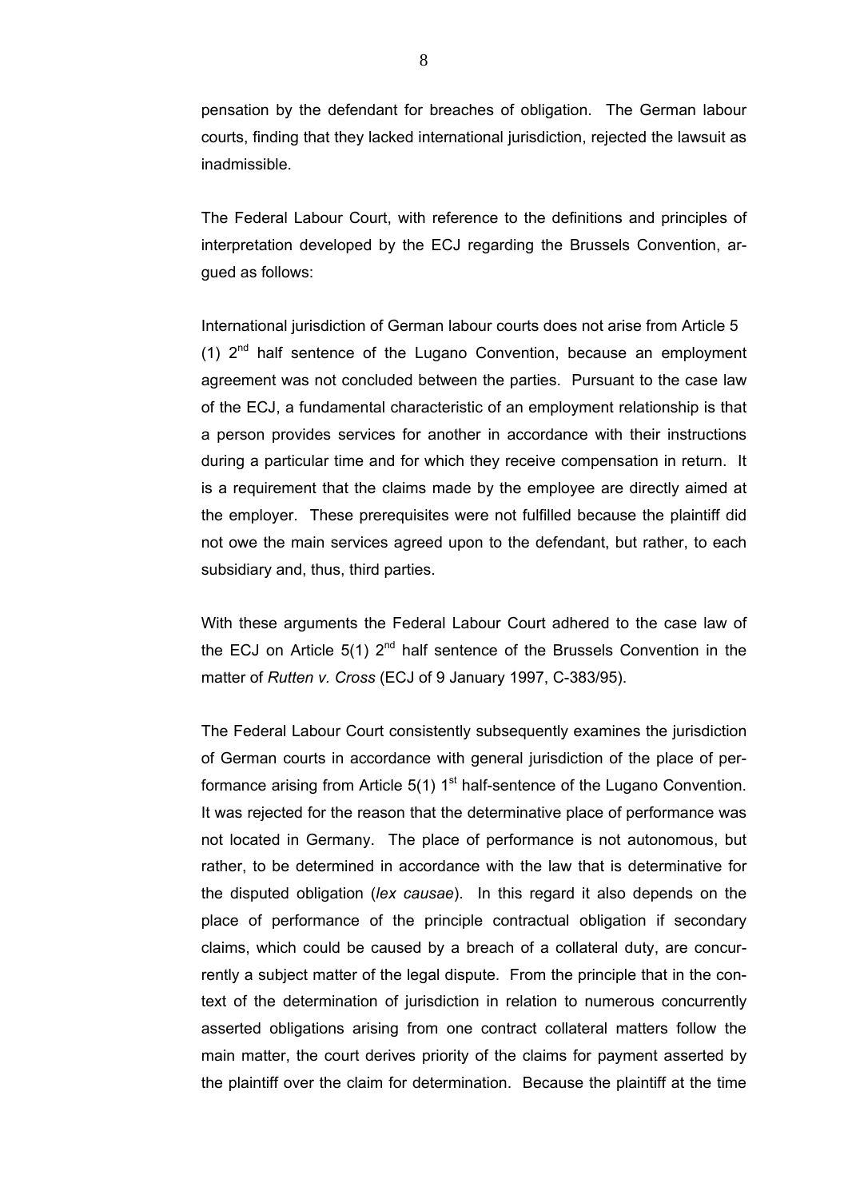pensation by the defendant for breaches of obligation. The German labour courts, finding that they lacked international jurisdiction, rejected the lawsuit as inadmissible.

The Federal Labour Court, with reference to the definitions and principles of interpretation developed by the ECJ regarding the Brussels Convention, argued as follows:

International jurisdiction of German labour courts does not arise from Article 5 (1) 2nd half sentence of the Lugano Convention, because an employment agreement was not concluded between the parties. Pursuant to the case law of the ECJ, a fundamental characteristic of an employment relationship is that a person provides services for another in accordance with their instructions during a particular time and for which they receive compensation in return. It is a requirement that the claims made by the employee are directly aimed at the employer. These prerequisites were not fulfilled because the plaintiff did not owe the main services agreed upon to the defendant, but rather, to each subsidiary and, thus, third parties.

With these arguments the Federal Labour Court adhered to the case law of the ECJ on Article 5(1) 2nd half sentence of the Brussels Convention in the matter of *Rutten v. Cross* (ECJ of 9 January 1997, C-383/95).

The Federal Labour Court consistently subsequently examines the jurisdiction of German courts in accordance with general jurisdiction of the place of performance arising from Article 5(1) 1st half-sentence of the Lugano Convention. It was rejected for the reason that the determinative place of performance was not located in Germany. The place of performance is not autonomous, but rather, to be determined in accordance with the law that is determinative for the disputed obligation (*lex causae*). In this regard it also depends on the place of performance of the principle contractual obligation if secondary claims, which could be caused by a breach of a collateral duty, are concurrently a subject matter of the legal dispute. From the principle that in the context of the determination of jurisdiction in relation to numerous concurrently asserted obligations arising from one contract collateral matters follow the main matter, the court derives priority of the claims for payment asserted by the plaintiff over the claim for determination. Because the plaintiff at the time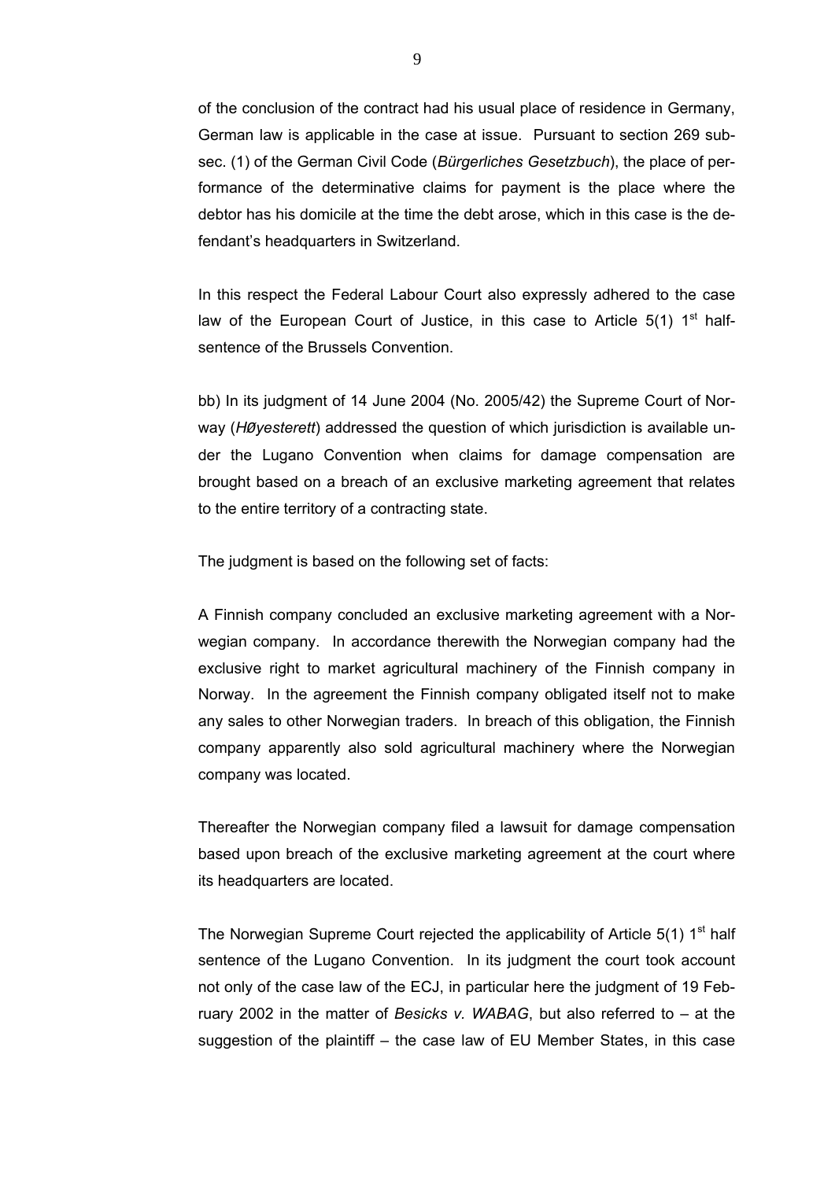of the conclusion of the contract had his usual place of residence in Germany, German law is applicable in the case at issue. Pursuant to section 269 subsec. (1) of the German Civil Code (*Bürgerliches Gesetzbuch*), the place of performance of the determinative claims for payment is the place where the debtor has his domicile at the time the debt arose, which in this case is the defendant's headquarters in Switzerland.

In this respect the Federal Labour Court also expressly adhered to the case law of the European Court of Justice, in this case to Article 5(1) 1st half-sentence of the Brussels Convention.

bb) In its judgment of 14 June 2004 (No. 2005/42) the Supreme Court of Norway (*Høyesterett*) addressed the question of which jurisdiction is available under the Lugano Convention when claims for damage compensation are brought based on a breach of an exclusive marketing agreement that relates to the entire territory of a contracting state.

The judgment is based on the following set of facts:

A Finnish company concluded an exclusive marketing agreement with a Norwegian company. In accordance therewith the Norwegian company had the exclusive right to market agricultural machinery of the Finnish company in Norway. In the agreement the Finnish company obligated itself not to make any sales to other Norwegian traders. In breach of this obligation, the Finnish company apparently also sold agricultural machinery where the Norwegian company was located.

Thereafter the Norwegian company filed a lawsuit for damage compensation based upon breach of the exclusive marketing agreement at the court where its headquarters are located.

The Norwegian Supreme Court rejected the applicability of Article 5(1) 1st half sentence of the Lugano Convention. In its judgment the court took account not only of the case law of the ECJ, in particular here the judgment of 19 February 2002 in the matter of *Besicks v. WABAG*, but also referred to – at the suggestion of the plaintiff – the case law of EU Member States, in this case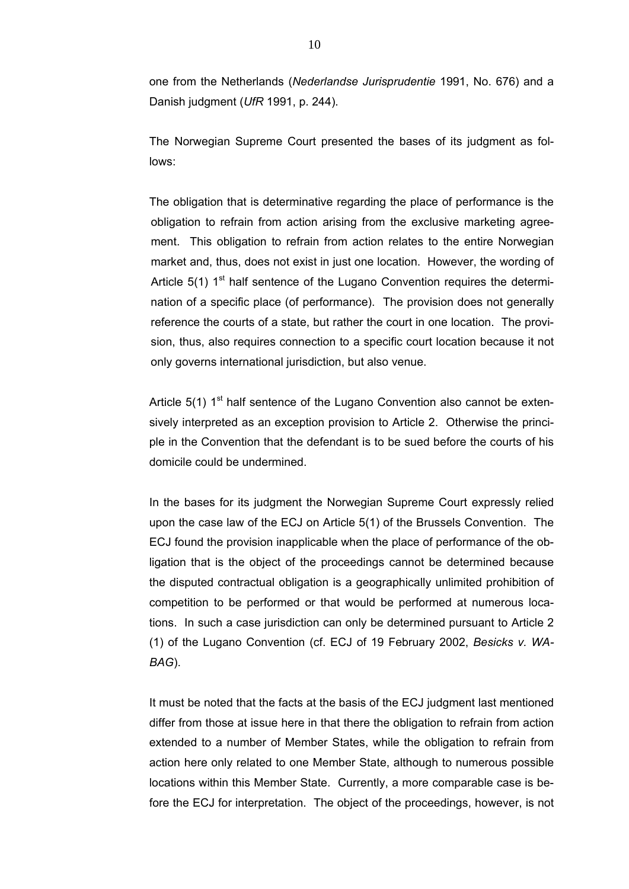one from the Netherlands (*Nederlandse Jurisprudentie* 1991, No. 676) and a Danish judgment (*UfR* 1991, p. 244).

The Norwegian Supreme Court presented the bases of its judgment as follows:

> The obligation that is determinative regarding the place of performance is the obligation to refrain from action arising from the exclusive marketing agreement. This obligation to refrain from action relates to the entire Norwegian market and, thus, does not exist in just one location. However, the wording of Article 5(1) 1st half sentence of the Lugano Convention requires the determination of a specific place (of performance). The provision does not generally reference the courts of a state, but rather the court in one location. The provision, thus, also requires connection to a specific court location because it not only governs international jurisdiction, but also venue.

Article 5(1) 1st half sentence of the Lugano Convention also cannot be extensively interpreted as an exception provision to Article 2. Otherwise the principle in the Convention that the defendant is to be sued before the courts of his domicile could be undermined.

In the bases for its judgment the Norwegian Supreme Court expressly relied upon the case law of the ECJ on Article 5(1) of the Brussels Convention. The ECJ found the provision inapplicable when the place of performance of the obligation that is the object of the proceedings cannot be determined because the disputed contractual obligation is a geographically unlimited prohibition of competition to be performed or that would be performed at numerous locations. In such a case jurisdiction can only be determined pursuant to Article 2 (1) of the Lugano Convention (cf. ECJ of 19 February 2002, *Besicks v. WABAG*).

It must be noted that the facts at the basis of the ECJ judgment last mentioned differ from those at issue here in that there the obligation to refrain from action extended to a number of Member States, while the obligation to refrain from action here only related to one Member State, although to numerous possible locations within this Member State. Currently, a more comparable case is before the ECJ for interpretation. The object of the proceedings, however, is not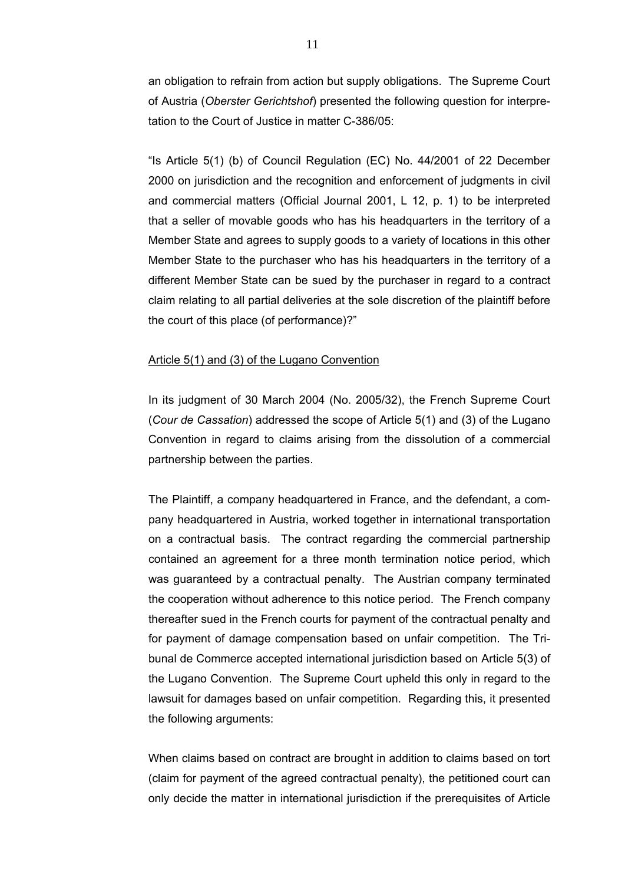an obligation to refrain from action but supply obligations. The Supreme Court of Austria (*Oberster Gerichtshof*) presented the following question for interpretation to the Court of Justice in matter C-386/05:

"Is Article 5(1) (b) of Council Regulation (EC) No. 44/2001 of 22 December 2000 on jurisdiction and the recognition and enforcement of judgments in civil and commercial matters (Official Journal 2001, L 12, p. 1) to be interpreted that a seller of movable goods who has his headquarters in the territory of a Member State and agrees to supply goods to a variety of locations in this other Member State to the purchaser who has his headquarters in the territory of a different Member State can be sued by the purchaser in regard to a contract claim relating to all partial deliveries at the sole discretion of the plaintiff before the court of this place (of performance)?"

<u>Article 5(1) and (3) of the Lugano Convention</u>

In its judgment of 30 March 2004 (No. 2005/32), the French Supreme Court (*Cour de Cassation*) addressed the scope of Article 5(1) and (3) of the Lugano Convention in regard to claims arising from the dissolution of a commercial partnership between the parties.

The Plaintiff, a company headquartered in France, and the defendant, a company headquartered in Austria, worked together in international transportation on a contractual basis. The contract regarding the commercial partnership contained an agreement for a three month termination notice period, which was guaranteed by a contractual penalty. The Austrian company terminated the cooperation without adherence to this notice period. The French company thereafter sued in the French courts for payment of the contractual penalty and for payment of damage compensation based on unfair competition. The Tribunal de Commerce accepted international jurisdiction based on Article 5(3) of the Lugano Convention. The Supreme Court upheld this only in regard to the lawsuit for damages based on unfair competition. Regarding this, it presented the following arguments:

When claims based on contract are brought in addition to claims based on tort (claim for payment of the agreed contractual penalty), the petitioned court can only decide the matter in international jurisdiction if the prerequisites of Article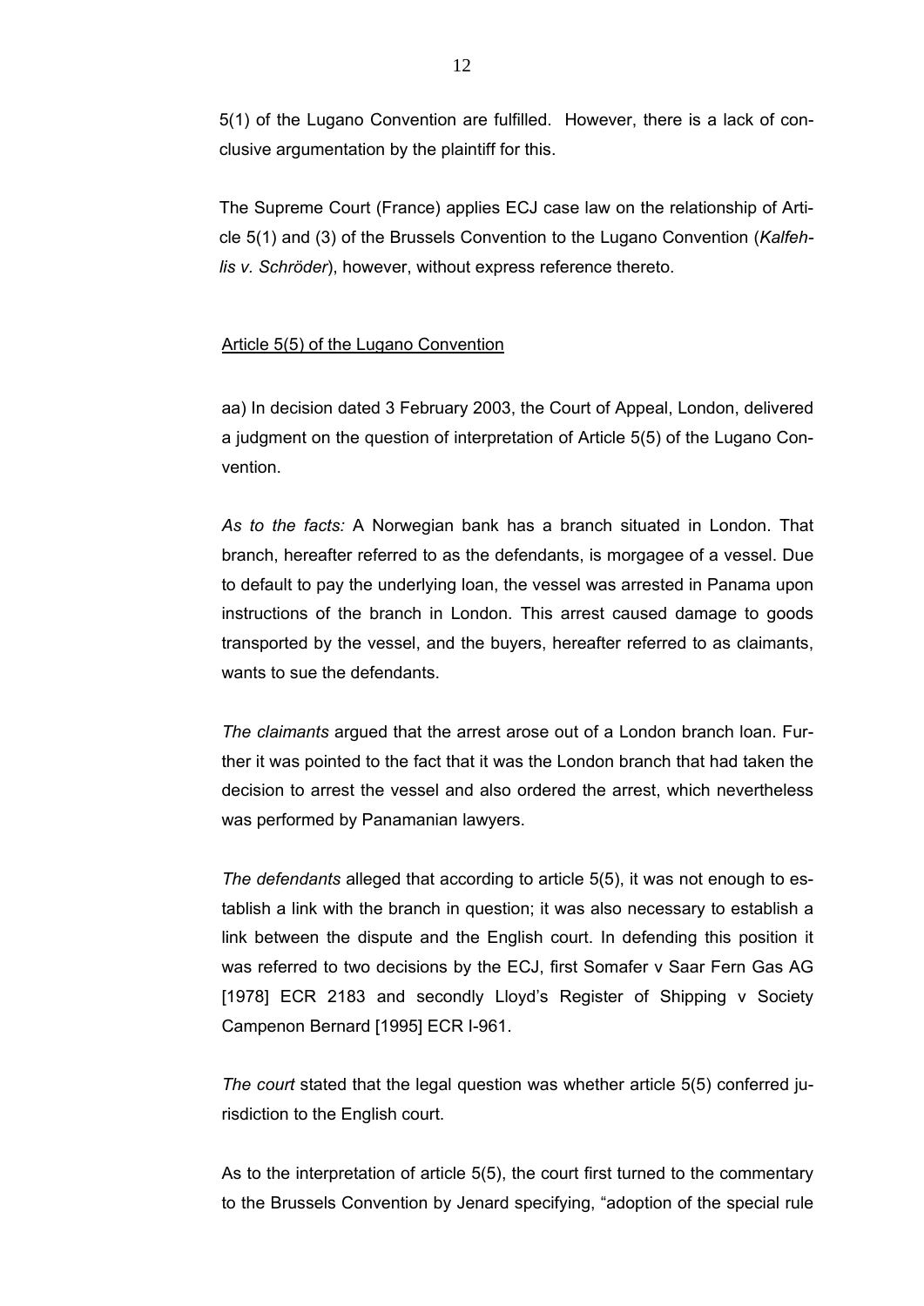5(1) of the Lugano Convention are fulfilled. However, there is a lack of conclusive argumentation by the plaintiff for this.

The Supreme Court (France) applies ECJ case law on the relationship of Article 5(1) and (3) of the Brussels Convention to the Lugano Convention (*Kalfehlis v. Schröder*), however, without express reference thereto.

<u>Article 5(5) of the Lugano Convention</u>

aa) In decision dated 3 February 2003, the Court of Appeal, London, delivered a judgment on the question of interpretation of Article 5(5) of the Lugano Convention.

*As to the facts:* A Norwegian bank has a branch situated in London. That branch, hereafter referred to as the defendants, is morgagee of a vessel. Due to default to pay the underlying loan, the vessel was arrested in Panama upon instructions of the branch in London. This arrest caused damage to goods transported by the vessel, and the buyers, hereafter referred to as claimants, wants to sue the defendants.

*The claimants* argued that the arrest arose out of a London branch loan. Further it was pointed to the fact that it was the London branch that had taken the decision to arrest the vessel and also ordered the arrest, which nevertheless was performed by Panamanian lawyers.

*The defendants* alleged that according to article 5(5), it was not enough to establish a link with the branch in question; it was also necessary to establish a link between the dispute and the English court. In defending this position it was referred to two decisions by the ECJ, first Somafer v Saar Fern Gas AG [1978] ECR 2183 and secondly Lloyd's Register of Shipping v Society Campenon Bernard [1995] ECR I-961.

*The court* stated that the legal question was whether article 5(5) conferred jurisdiction to the English court.

As to the interpretation of article 5(5), the court first turned to the commentary to the Brussels Convention by Jenard specifying, "adoption of the special rule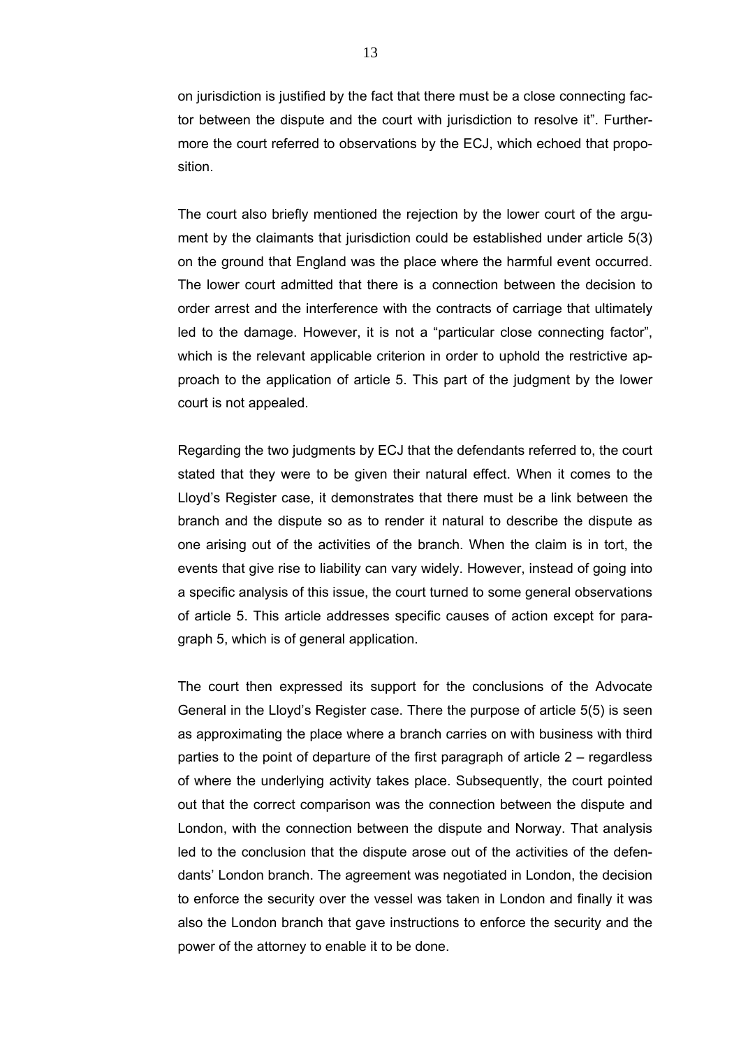on jurisdiction is justified by the fact that there must be a close connecting factor between the dispute and the court with jurisdiction to resolve it". Furthermore the court referred to observations by the ECJ, which echoed that proposition.

The court also briefly mentioned the rejection by the lower court of the argument by the claimants that jurisdiction could be established under article 5(3) on the ground that England was the place where the harmful event occurred. The lower court admitted that there is a connection between the decision to order arrest and the interference with the contracts of carriage that ultimately led to the damage. However, it is not a "particular close connecting factor", which is the relevant applicable criterion in order to uphold the restrictive approach to the application of article 5. This part of the judgment by the lower court is not appealed.

Regarding the two judgments by ECJ that the defendants referred to, the court stated that they were to be given their natural effect. When it comes to the Lloyd's Register case, it demonstrates that there must be a link between the branch and the dispute so as to render it natural to describe the dispute as one arising out of the activities of the branch. When the claim is in tort, the events that give rise to liability can vary widely. However, instead of going into a specific analysis of this issue, the court turned to some general observations of article 5. This article addresses specific causes of action except for paragraph 5, which is of general application.

The court then expressed its support for the conclusions of the Advocate General in the Lloyd's Register case. There the purpose of article 5(5) is seen as approximating the place where a branch carries on with business with third parties to the point of departure of the first paragraph of article 2 – regardless of where the underlying activity takes place. Subsequently, the court pointed out that the correct comparison was the connection between the dispute and London, with the connection between the dispute and Norway. That analysis led to the conclusion that the dispute arose out of the activities of the defendants' London branch. The agreement was negotiated in London, the decision to enforce the security over the vessel was taken in London and finally it was also the London branch that gave instructions to enforce the security and the power of the attorney to enable it to be done.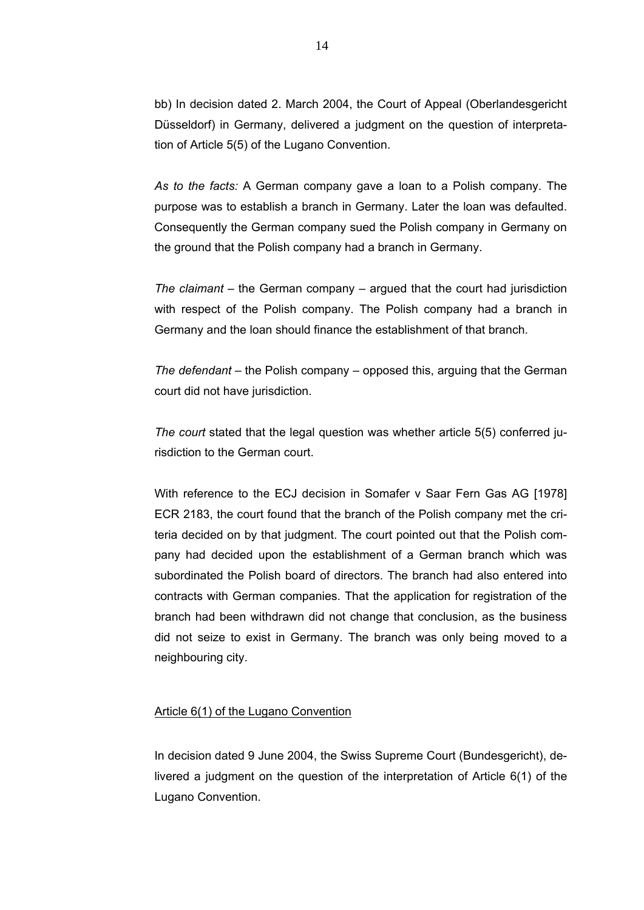bb) In decision dated 2. March 2004, the Court of Appeal (Oberlandesgericht Düsseldorf) in Germany, delivered a judgment on the question of interpretation of Article 5(5) of the Lugano Convention.

*As to the facts:* A German company gave a loan to a Polish company. The purpose was to establish a branch in Germany. Later the loan was defaulted. Consequently the German company sued the Polish company in Germany on the ground that the Polish company had a branch in Germany.

*The claimant* – the German company – argued that the court had jurisdiction with respect of the Polish company. The Polish company had a branch in Germany and the loan should finance the establishment of that branch.

*The defendant* – the Polish company – opposed this, arguing that the German court did not have jurisdiction.

*The court* stated that the legal question was whether article 5(5) conferred jurisdiction to the German court.

With reference to the ECJ decision in Somafer v Saar Fern Gas AG [1978] ECR 2183, the court found that the branch of the Polish company met the criteria decided on by that judgment. The court pointed out that the Polish company had decided upon the establishment of a German branch which was subordinated the Polish board of directors. The branch had also entered into contracts with German companies. That the application for registration of the branch had been withdrawn did not change that conclusion, as the business did not seize to exist in Germany. The branch was only being moved to a neighbouring city.

<u>Article 6(1) of the Lugano Convention</u>

In decision dated 9 June 2004, the Swiss Supreme Court (Bundesgericht), delivered a judgment on the question of the interpretation of Article 6(1) of the Lugano Convention.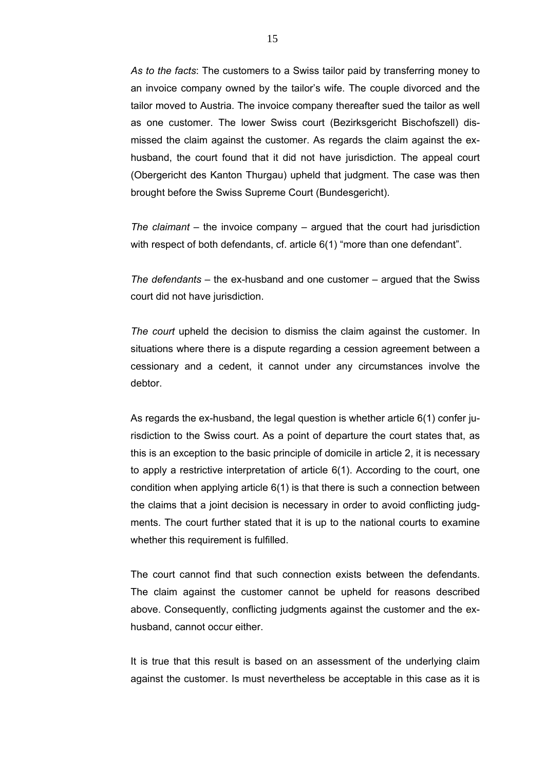*As to the facts*: The customers to a Swiss tailor paid by transferring money to an invoice company owned by the tailor's wife. The couple divorced and the tailor moved to Austria. The invoice company thereafter sued the tailor as well as one customer. The lower Swiss court (Bezirksgericht Bischofszell) dismissed the claim against the customer. As regards the claim against the ex-husband, the court found that it did not have jurisdiction. The appeal court (Obergericht des Kanton Thurgau) upheld that judgment. The case was then brought before the Swiss Supreme Court (Bundesgericht).

*The claimant* – the invoice company – argued that the court had jurisdiction with respect of both defendants, cf. article 6(1) "more than one defendant".

*The defendants* – the ex-husband and one customer – argued that the Swiss court did not have jurisdiction.

*The court* upheld the decision to dismiss the claim against the customer. In situations where there is a dispute regarding a cession agreement between a cessionary and a cedent, it cannot under any circumstances involve the debtor.

As regards the ex-husband, the legal question is whether article 6(1) confer jurisdiction to the Swiss court. As a point of departure the court states that, as this is an exception to the basic principle of domicile in article 2, it is necessary to apply a restrictive interpretation of article 6(1). According to the court, one condition when applying article 6(1) is that there is such a connection between the claims that a joint decision is necessary in order to avoid conflicting judgments. The court further stated that it is up to the national courts to examine whether this requirement is fulfilled.

The court cannot find that such connection exists between the defendants. The claim against the customer cannot be upheld for reasons described above. Consequently, conflicting judgments against the customer and the ex-husband, cannot occur either.

It is true that this result is based on an assessment of the underlying claim against the customer. Is must nevertheless be acceptable in this case as it is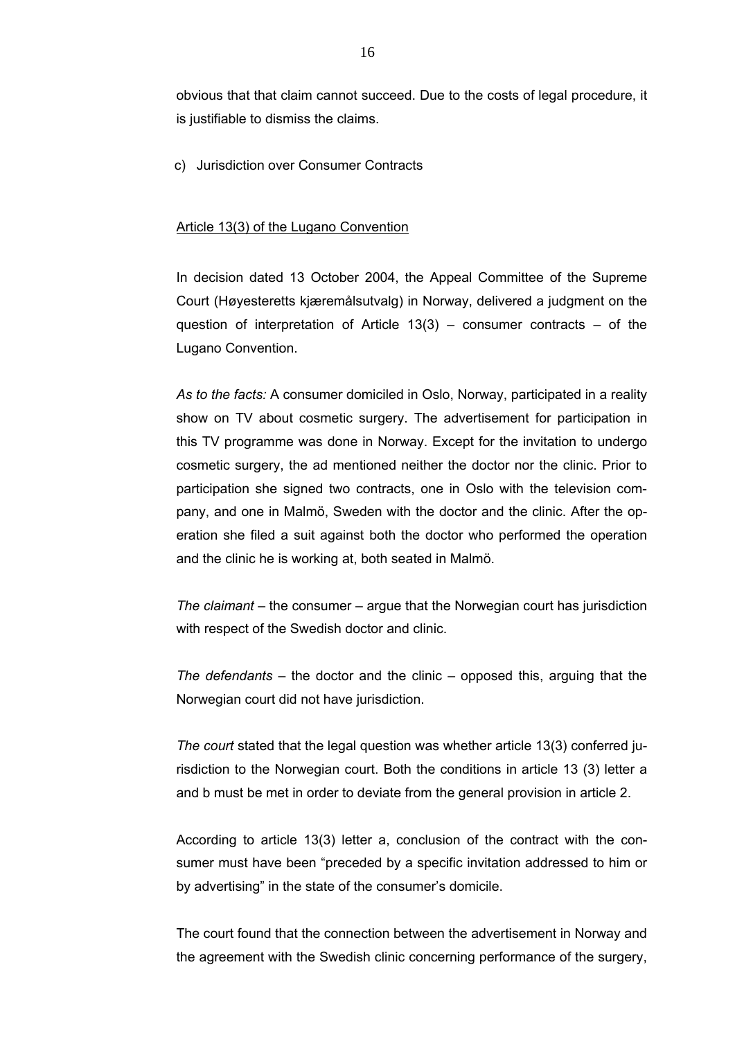obvious that that claim cannot succeed. Due to the costs of legal procedure, it is justifiable to dismiss the claims.

c) Jurisdiction over Consumer Contracts

Article 13(3) of the Lugano Convention

In decision dated 13 October 2004, the Appeal Committee of the Supreme Court (Høyesteretts kjæremålsutvalg) in Norway, delivered a judgment on the question of interpretation of Article 13(3) – consumer contracts – of the Lugano Convention.

*As to the facts:* A consumer domiciled in Oslo, Norway, participated in a reality show on TV about cosmetic surgery. The advertisement for participation in this TV programme was done in Norway. Except for the invitation to undergo cosmetic surgery, the ad mentioned neither the doctor nor the clinic. Prior to participation she signed two contracts, one in Oslo with the television company, and one in Malmö, Sweden with the doctor and the clinic. After the operation she filed a suit against both the doctor who performed the operation and the clinic he is working at, both seated in Malmö.

*The claimant* – the consumer – argue that the Norwegian court has jurisdiction with respect of the Swedish doctor and clinic.

*The defendants* – the doctor and the clinic – opposed this, arguing that the Norwegian court did not have jurisdiction.

*The court* stated that the legal question was whether article 13(3) conferred jurisdiction to the Norwegian court. Both the conditions in article 13 (3) letter a and b must be met in order to deviate from the general provision in article 2.

According to article 13(3) letter a, conclusion of the contract with the consumer must have been "preceded by a specific invitation addressed to him or by advertising" in the state of the consumer's domicile.

The court found that the connection between the advertisement in Norway and the agreement with the Swedish clinic concerning performance of the surgery,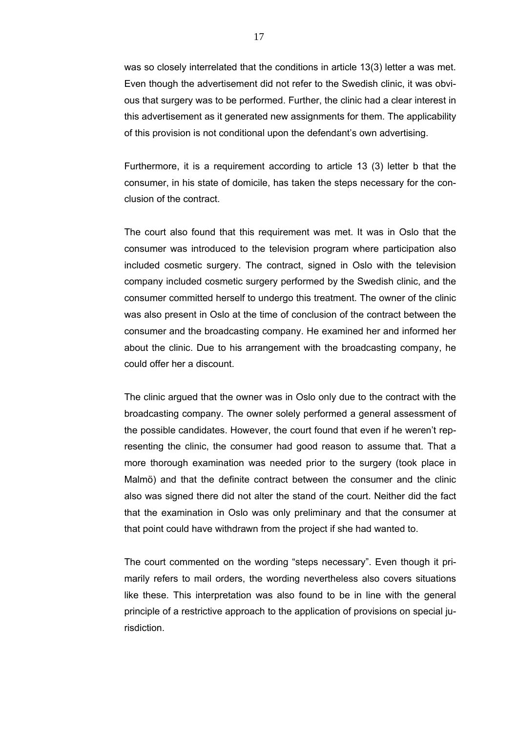was so closely interrelated that the conditions in article 13(3) letter a was met. Even though the advertisement did not refer to the Swedish clinic, it was obvious that surgery was to be performed. Further, the clinic had a clear interest in this advertisement as it generated new assignments for them. The applicability of this provision is not conditional upon the defendant's own advertising.

Furthermore, it is a requirement according to article 13 (3) letter b that the consumer, in his state of domicile, has taken the steps necessary for the conclusion of the contract.

The court also found that this requirement was met. It was in Oslo that the consumer was introduced to the television program where participation also included cosmetic surgery. The contract, signed in Oslo with the television company included cosmetic surgery performed by the Swedish clinic, and the consumer committed herself to undergo this treatment. The owner of the clinic was also present in Oslo at the time of conclusion of the contract between the consumer and the broadcasting company. He examined her and informed her about the clinic. Due to his arrangement with the broadcasting company, he could offer her a discount.

The clinic argued that the owner was in Oslo only due to the contract with the broadcasting company. The owner solely performed a general assessment of the possible candidates. However, the court found that even if he weren't representing the clinic, the consumer had good reason to assume that. That a more thorough examination was needed prior to the surgery (took place in Malmö) and that the definite contract between the consumer and the clinic also was signed there did not alter the stand of the court. Neither did the fact that the examination in Oslo was only preliminary and that the consumer at that point could have withdrawn from the project if she had wanted to.

The court commented on the wording "steps necessary". Even though it primarily refers to mail orders, the wording nevertheless also covers situations like these. This interpretation was also found to be in line with the general principle of a restrictive approach to the application of provisions on special jurisdiction.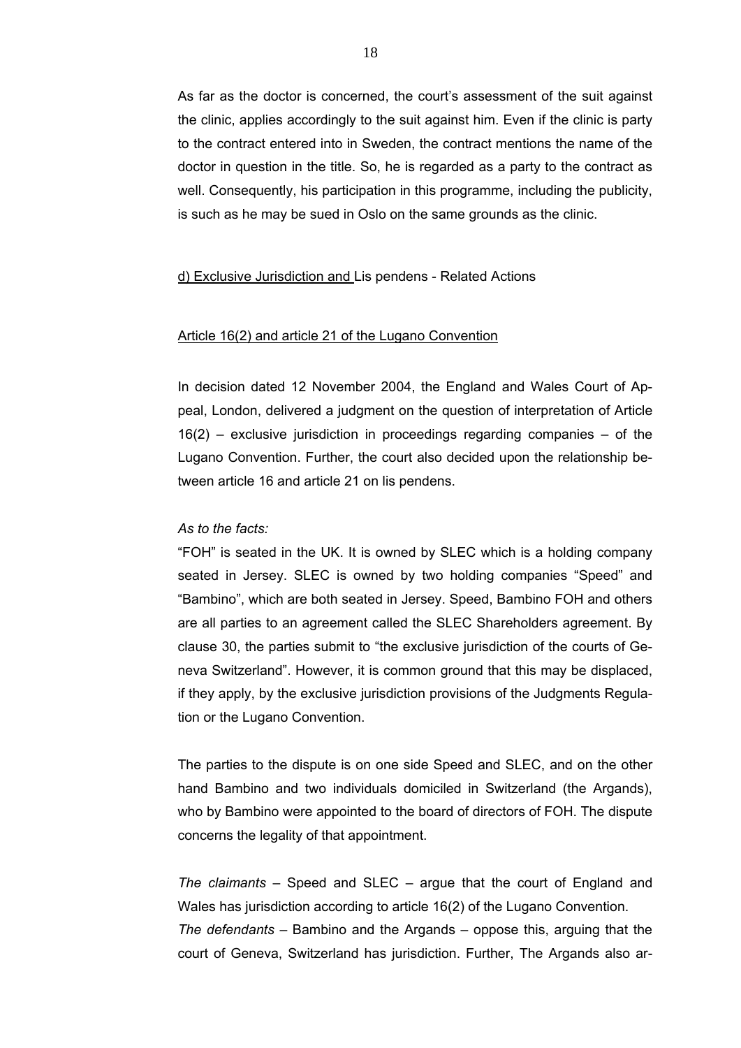As far as the doctor is concerned, the court's assessment of the suit against the clinic, applies accordingly to the suit against him. Even if the clinic is party to the contract entered into in Sweden, the contract mentions the name of the doctor in question in the title. So, he is regarded as a party to the contract as well. Consequently, his participation in this programme, including the publicity, is such as he may be sued in Oslo on the same grounds as the clinic.

d) Exclusive Jurisdiction and Lis pendens - Related Actions

Article 16(2) and article 21 of the Lugano Convention

In decision dated 12 November 2004, the England and Wales Court of Appeal, London, delivered a judgment on the question of interpretation of Article 16(2) – exclusive jurisdiction in proceedings regarding companies – of the Lugano Convention. Further, the court also decided upon the relationship between article 16 and article 21 on lis pendens.

*As to the facts:*

"FOH" is seated in the UK. It is owned by SLEC which is a holding company seated in Jersey. SLEC is owned by two holding companies "Speed" and "Bambino", which are both seated in Jersey. Speed, Bambino FOH and others are all parties to an agreement called the SLEC Shareholders agreement. By clause 30, the parties submit to "the exclusive jurisdiction of the courts of Geneva Switzerland". However, it is common ground that this may be displaced, if they apply, by the exclusive jurisdiction provisions of the Judgments Regulation or the Lugano Convention.

The parties to the dispute is on one side Speed and SLEC, and on the other hand Bambino and two individuals domiciled in Switzerland (the Argands), who by Bambino were appointed to the board of directors of FOH. The dispute concerns the legality of that appointment.

*The claimants* – Speed and SLEC – argue that the court of England and Wales has jurisdiction according to article 16(2) of the Lugano Convention.
*The defendants* – Bambino and the Argands – oppose this, arguing that the court of Geneva, Switzerland has jurisdiction. Further, The Argands also ar-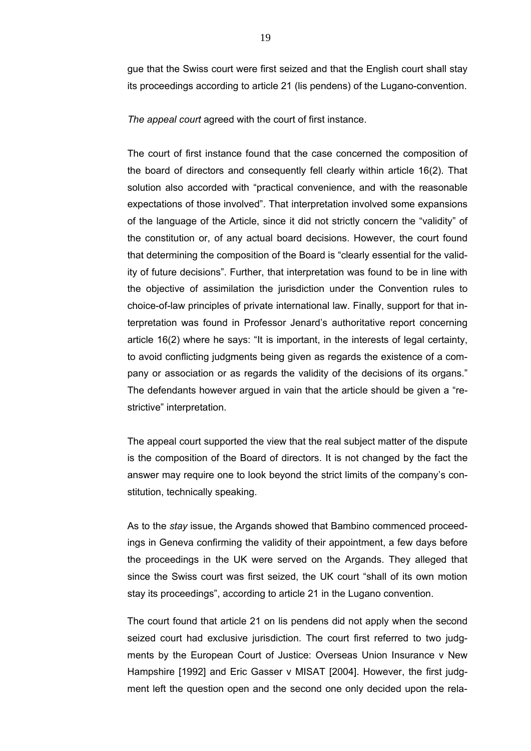gue that the Swiss court were first seized and that the English court shall stay its proceedings according to article 21 (lis pendens) of the Lugano-convention.

*The appeal court* agreed with the court of first instance.

The court of first instance found that the case concerned the composition of the board of directors and consequently fell clearly within article 16(2). That solution also accorded with "practical convenience, and with the reasonable expectations of those involved". That interpretation involved some expansions of the language of the Article, since it did not strictly concern the "validity" of the constitution or, of any actual board decisions. However, the court found that determining the composition of the Board is "clearly essential for the validity of future decisions". Further, that interpretation was found to be in line with the objective of assimilation the jurisdiction under the Convention rules to choice-of-law principles of private international law. Finally, support for that interpretation was found in Professor Jenard's authoritative report concerning article 16(2) where he says: "It is important, in the interests of legal certainty, to avoid conflicting judgments being given as regards the existence of a company or association or as regards the validity of the decisions of its organs." The defendants however argued in vain that the article should be given a "restrictive" interpretation.

The appeal court supported the view that the real subject matter of the dispute is the composition of the Board of directors. It is not changed by the fact the answer may require one to look beyond the strict limits of the company's constitution, technically speaking.

As to the *stay* issue, the Argands showed that Bambino commenced proceedings in Geneva confirming the validity of their appointment, a few days before the proceedings in the UK were served on the Argands. They alleged that since the Swiss court was first seized, the UK court "shall of its own motion stay its proceedings", according to article 21 in the Lugano convention.

The court found that article 21 on lis pendens did not apply when the second seized court had exclusive jurisdiction. The court first referred to two judgments by the European Court of Justice: Overseas Union Insurance v New Hampshire [1992] and Eric Gasser v MISAT [2004]. However, the first judgment left the question open and the second one only decided upon the rela-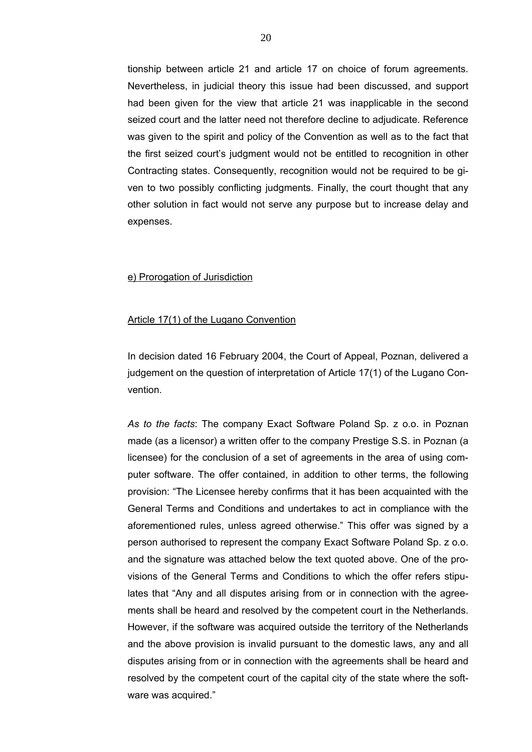tionship between article 21 and article 17 on choice of forum agreements. Nevertheless, in judicial theory this issue had been discussed, and support had been given for the view that article 21 was inapplicable in the second seized court and the latter need not therefore decline to adjudicate. Reference was given to the spirit and policy of the Convention as well as to the fact that the first seized court's judgment would not be entitled to recognition in other Contracting states. Consequently, recognition would not be required to be given to two possibly conflicting judgments. Finally, the court thought that any other solution in fact would not serve any purpose but to increase delay and expenses.

e) Prorogation of Jurisdiction

Article 17(1) of the Lugano Convention

In decision dated 16 February 2004, the Court of Appeal, Poznan, delivered a judgement on the question of interpretation of Article 17(1) of the Lugano Convention.

*As to the facts*: The company Exact Software Poland Sp. z o.o. in Poznan made (as a licensor) a written offer to the company Prestige S.S. in Poznan (a licensee) for the conclusion of a set of agreements in the area of using computer software. The offer contained, in addition to other terms, the following provision: "The Licensee hereby confirms that it has been acquainted with the General Terms and Conditions and undertakes to act in compliance with the aforementioned rules, unless agreed otherwise." This offer was signed by a person authorised to represent the company Exact Software Poland Sp. z o.o. and the signature was attached below the text quoted above. One of the provisions of the General Terms and Conditions to which the offer refers stipulates that "Any and all disputes arising from or in connection with the agreements shall be heard and resolved by the competent court in the Netherlands. However, if the software was acquired outside the territory of the Netherlands and the above provision is invalid pursuant to the domestic laws, any and all disputes arising from or in connection with the agreements shall be heard and resolved by the competent court of the capital city of the state where the software was acquired."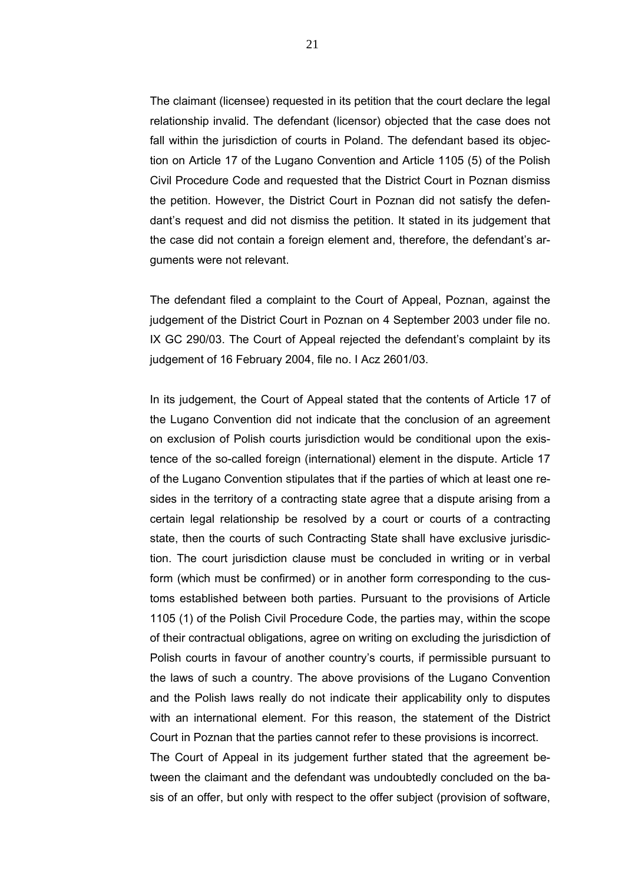The claimant (licensee) requested in its petition that the court declare the legal relationship invalid. The defendant (licensor) objected that the case does not fall within the jurisdiction of courts in Poland. The defendant based its objection on Article 17 of the Lugano Convention and Article 1105 (5) of the Polish Civil Procedure Code and requested that the District Court in Poznan dismiss the petition. However, the District Court in Poznan did not satisfy the defendant's request and did not dismiss the petition. It stated in its judgement that the case did not contain a foreign element and, therefore, the defendant's arguments were not relevant.

The defendant filed a complaint to the Court of Appeal, Poznan, against the judgement of the District Court in Poznan on 4 September 2003 under file no. IX GC 290/03. The Court of Appeal rejected the defendant's complaint by its judgement of 16 February 2004, file no. I Acz 2601/03.

In its judgement, the Court of Appeal stated that the contents of Article 17 of the Lugano Convention did not indicate that the conclusion of an agreement on exclusion of Polish courts jurisdiction would be conditional upon the existence of the so-called foreign (international) element in the dispute. Article 17 of the Lugano Convention stipulates that if the parties of which at least one resides in the territory of a contracting state agree that a dispute arising from a certain legal relationship be resolved by a court or courts of a contracting state, then the courts of such Contracting State shall have exclusive jurisdiction. The court jurisdiction clause must be concluded in writing or in verbal form (which must be confirmed) or in another form corresponding to the customs established between both parties. Pursuant to the provisions of Article 1105 (1) of the Polish Civil Procedure Code, the parties may, within the scope of their contractual obligations, agree on writing on excluding the jurisdiction of Polish courts in favour of another country's courts, if permissible pursuant to the laws of such a country. The above provisions of the Lugano Convention and the Polish laws really do not indicate their applicability only to disputes with an international element. For this reason, the statement of the District Court in Poznan that the parties cannot refer to these provisions is incorrect.
The Court of Appeal in its judgement further stated that the agreement between the claimant and the defendant was undoubtedly concluded on the basis of an offer, but only with respect to the offer subject (provision of software,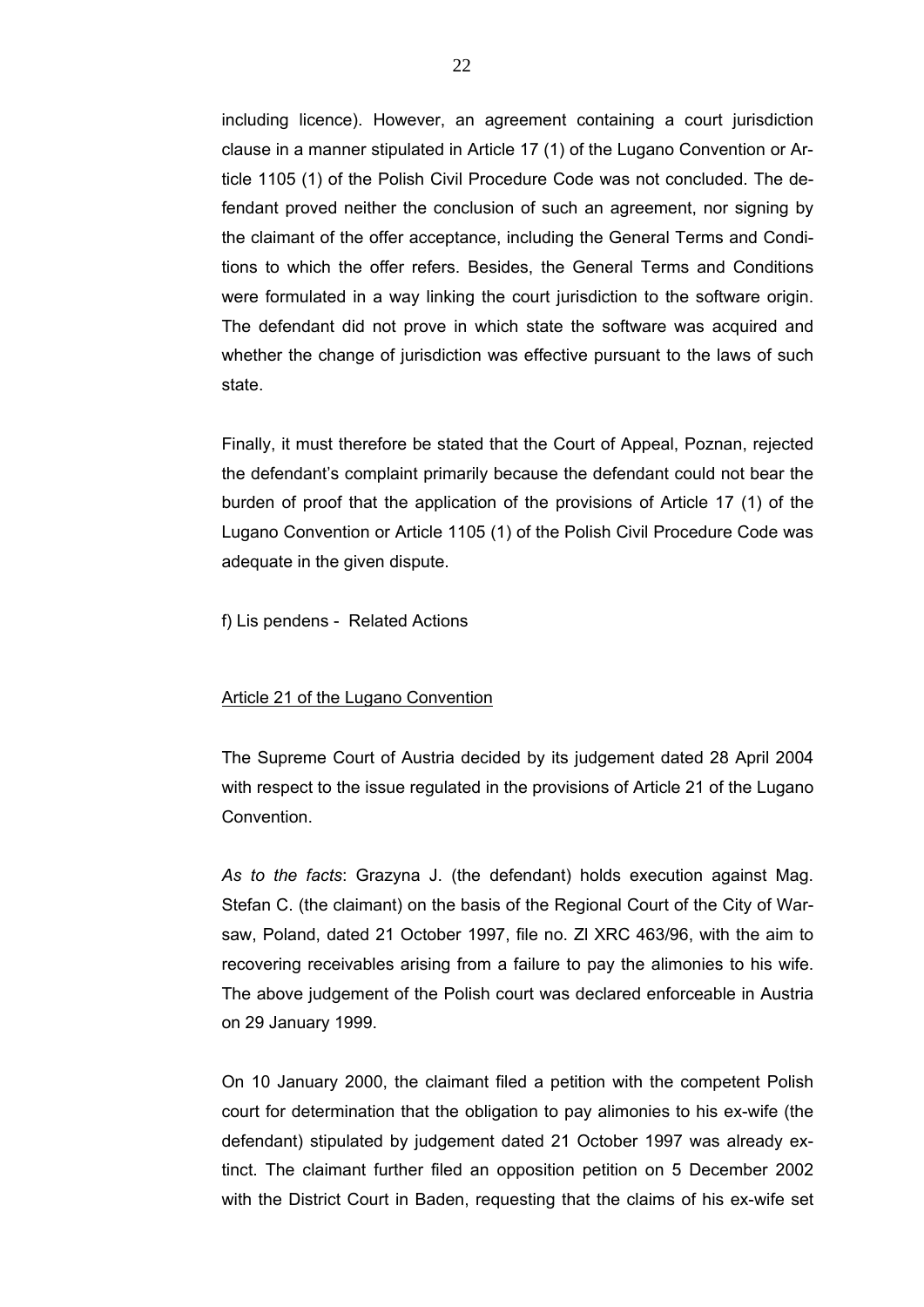including licence). However, an agreement containing a court jurisdiction clause in a manner stipulated in Article 17 (1) of the Lugano Convention or Article 1105 (1) of the Polish Civil Procedure Code was not concluded. The defendant proved neither the conclusion of such an agreement, nor signing by the claimant of the offer acceptance, including the General Terms and Conditions to which the offer refers. Besides, the General Terms and Conditions were formulated in a way linking the court jurisdiction to the software origin. The defendant did not prove in which state the software was acquired and whether the change of jurisdiction was effective pursuant to the laws of such state.

Finally, it must therefore be stated that the Court of Appeal, Poznan, rejected the defendant's complaint primarily because the defendant could not bear the burden of proof that the application of the provisions of Article 17 (1) of the Lugano Convention or Article 1105 (1) of the Polish Civil Procedure Code was adequate in the given dispute.

f) Lis pendens - Related Actions

<u>Article 21 of the Lugano Convention</u>

The Supreme Court of Austria decided by its judgement dated 28 April 2004 with respect to the issue regulated in the provisions of Article 21 of the Lugano Convention.

*As to the facts*: Grazyna J. (the defendant) holds execution against Mag. Stefan C. (the claimant) on the basis of the Regional Court of the City of Warsaw, Poland, dated 21 October 1997, file no. Zl XRC 463/96, with the aim to recovering receivables arising from a failure to pay the alimonies to his wife. The above judgement of the Polish court was declared enforceable in Austria on 29 January 1999.

On 10 January 2000, the claimant filed a petition with the competent Polish court for determination that the obligation to pay alimonies to his ex-wife (the defendant) stipulated by judgement dated 21 October 1997 was already extinct. The claimant further filed an opposition petition on 5 December 2002 with the District Court in Baden, requesting that the claims of his ex-wife set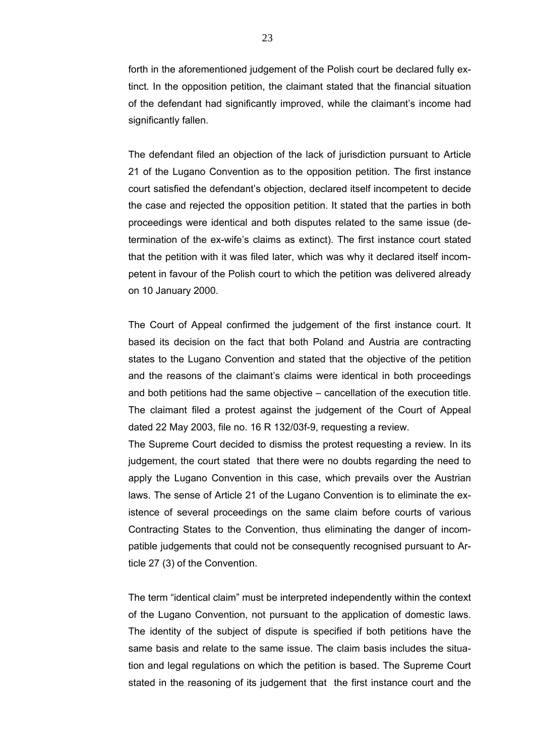forth in the aforementioned judgement of the Polish court be declared fully extinct. In the opposition petition, the claimant stated that the financial situation of the defendant had significantly improved, while the claimant's income had significantly fallen.

The defendant filed an objection of the lack of jurisdiction pursuant to Article 21 of the Lugano Convention as to the opposition petition. The first instance court satisfied the defendant's objection, declared itself incompetent to decide the case and rejected the opposition petition. It stated that the parties in both proceedings were identical and both disputes related to the same issue (determination of the ex-wife's claims as extinct). The first instance court stated that the petition with it was filed later, which was why it declared itself incompetent in favour of the Polish court to which the petition was delivered already on 10 January 2000.

The Court of Appeal confirmed the judgement of the first instance court. It based its decision on the fact that both Poland and Austria are contracting states to the Lugano Convention and stated that the objective of the petition and the reasons of the claimant's claims were identical in both proceedings and both petitions had the same objective – cancellation of the execution title. The claimant filed a protest against the judgement of the Court of Appeal dated 22 May 2003, file no. 16 R 132/03f-9, requesting a review.

The Supreme Court decided to dismiss the protest requesting a review. In its judgement, the court stated that there were no doubts regarding the need to apply the Lugano Convention in this case, which prevails over the Austrian laws. The sense of Article 21 of the Lugano Convention is to eliminate the existence of several proceedings on the same claim before courts of various Contracting States to the Convention, thus eliminating the danger of incompatible judgements that could not be consequently recognised pursuant to Article 27 (3) of the Convention.

The term "identical claim" must be interpreted independently within the context of the Lugano Convention, not pursuant to the application of domestic laws. The identity of the subject of dispute is specified if both petitions have the same basis and relate to the same issue. The claim basis includes the situation and legal regulations on which the petition is based. The Supreme Court stated in the reasoning of its judgement that the first instance court and the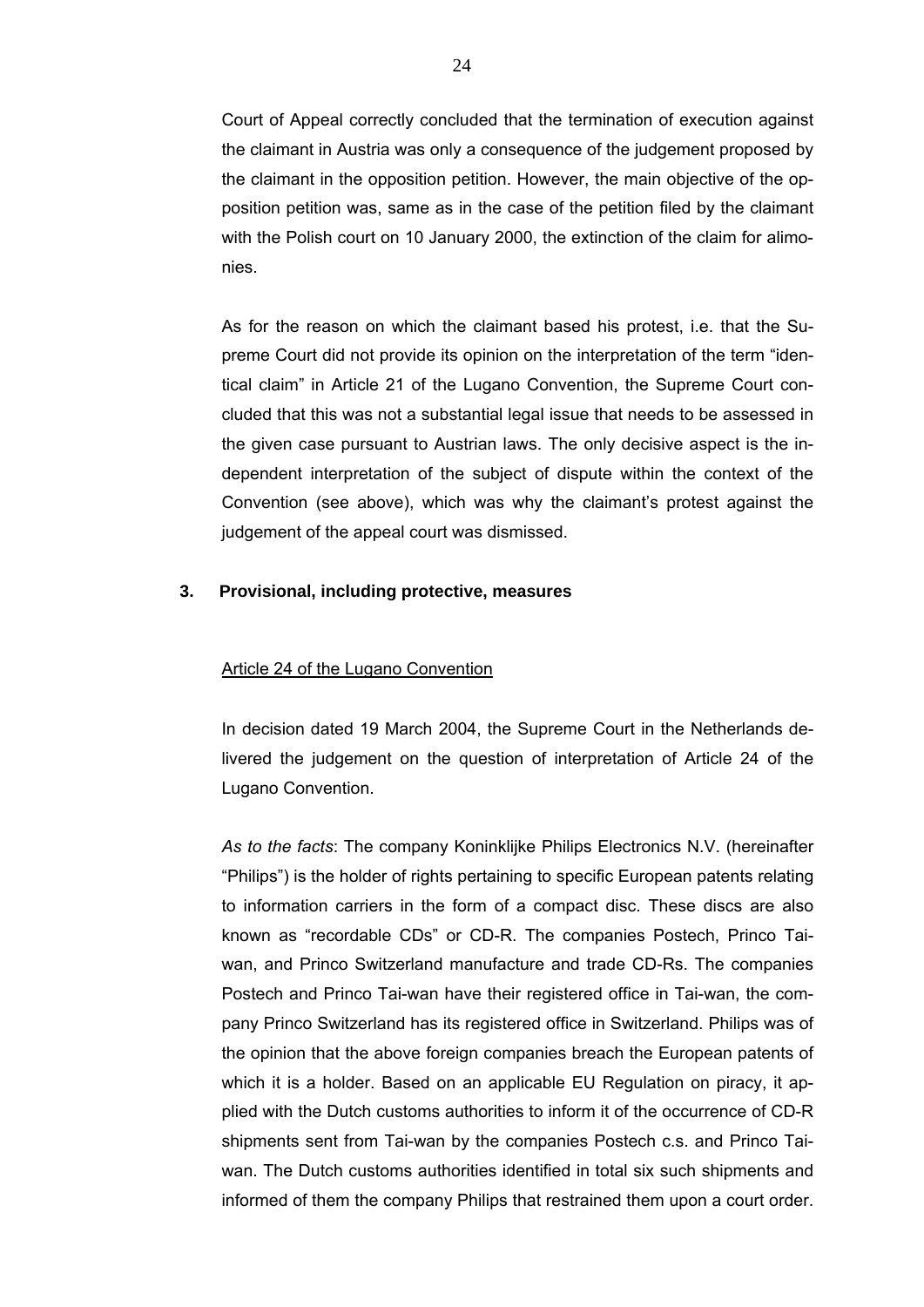Court of Appeal correctly concluded that the termination of execution against the claimant in Austria was only a consequence of the judgement proposed by the claimant in the opposition petition. However, the main objective of the opposition petition was, same as in the case of the petition filed by the claimant with the Polish court on 10 January 2000, the extinction of the claim for alimonies.

As for the reason on which the claimant based his protest, i.e. that the Supreme Court did not provide its opinion on the interpretation of the term "identical claim" in Article 21 of the Lugano Convention, the Supreme Court concluded that this was not a substantial legal issue that needs to be assessed in the given case pursuant to Austrian laws. The only decisive aspect is the independent interpretation of the subject of dispute within the context of the Convention (see above), which was why the claimant's protest against the judgement of the appeal court was dismissed.

### 3. Provisional, including protective, measures

Article 24 of the Lugano Convention

In decision dated 19 March 2004, the Supreme Court in the Netherlands delivered the judgement on the question of interpretation of Article 24 of the Lugano Convention.

*As to the facts*: The company Koninklijke Philips Electronics N.V. (hereinafter "Philips") is the holder of rights pertaining to specific European patents relating to information carriers in the form of a compact disc. These discs are also known as "recordable CDs" or CD-R. The companies Postech, Princo Tai-wan, and Princo Switzerland manufacture and trade CD-Rs. The companies Postech and Princo Tai-wan have their registered office in Tai-wan, the company Princo Switzerland has its registered office in Switzerland. Philips was of the opinion that the above foreign companies breach the European patents of which it is a holder. Based on an applicable EU Regulation on piracy, it applied with the Dutch customs authorities to inform it of the occurrence of CD-R shipments sent from Tai-wan by the companies Postech c.s. and Princo Tai-wan. The Dutch customs authorities identified in total six such shipments and informed of them the company Philips that restrained them upon a court order.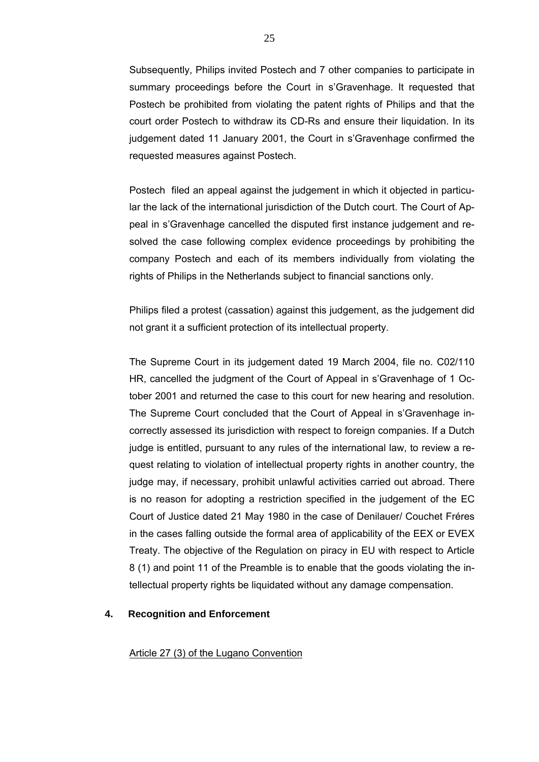Subsequently, Philips invited Postech and 7 other companies to participate in summary proceedings before the Court in s'Gravenhage. It requested that Postech be prohibited from violating the patent rights of Philips and that the court order Postech to withdraw its CD-Rs and ensure their liquidation. In its judgement dated 11 January 2001, the Court in s'Gravenhage confirmed the requested measures against Postech.

Postech filed an appeal against the judgement in which it objected in particular the lack of the international jurisdiction of the Dutch court. The Court of Appeal in s'Gravenhage cancelled the disputed first instance judgement and resolved the case following complex evidence proceedings by prohibiting the company Postech and each of its members individually from violating the rights of Philips in the Netherlands subject to financial sanctions only.

Philips filed a protest (cassation) against this judgement, as the judgement did not grant it a sufficient protection of its intellectual property.

The Supreme Court in its judgement dated 19 March 2004, file no. C02/110 HR, cancelled the judgment of the Court of Appeal in s'Gravenhage of 1 October 2001 and returned the case to this court for new hearing and resolution. The Supreme Court concluded that the Court of Appeal in s'Gravenhage incorrectly assessed its jurisdiction with respect to foreign companies. If a Dutch judge is entitled, pursuant to any rules of the international law, to review a request relating to violation of intellectual property rights in another country, the judge may, if necessary, prohibit unlawful activities carried out abroad. There is no reason for adopting a restriction specified in the judgement of the EC Court of Justice dated 21 May 1980 in the case of Denilauer/ Couchet Fréres in the cases falling outside the formal area of applicability of the EEX or EVEX Treaty. The objective of the Regulation on piracy in EU with respect to Article 8 (1) and point 11 of the Preamble is to enable that the goods violating the intellectual property rights be liquidated without any damage compensation.

## 4. Recognition and Enforcement

Article 27 (3) of the Lugano Convention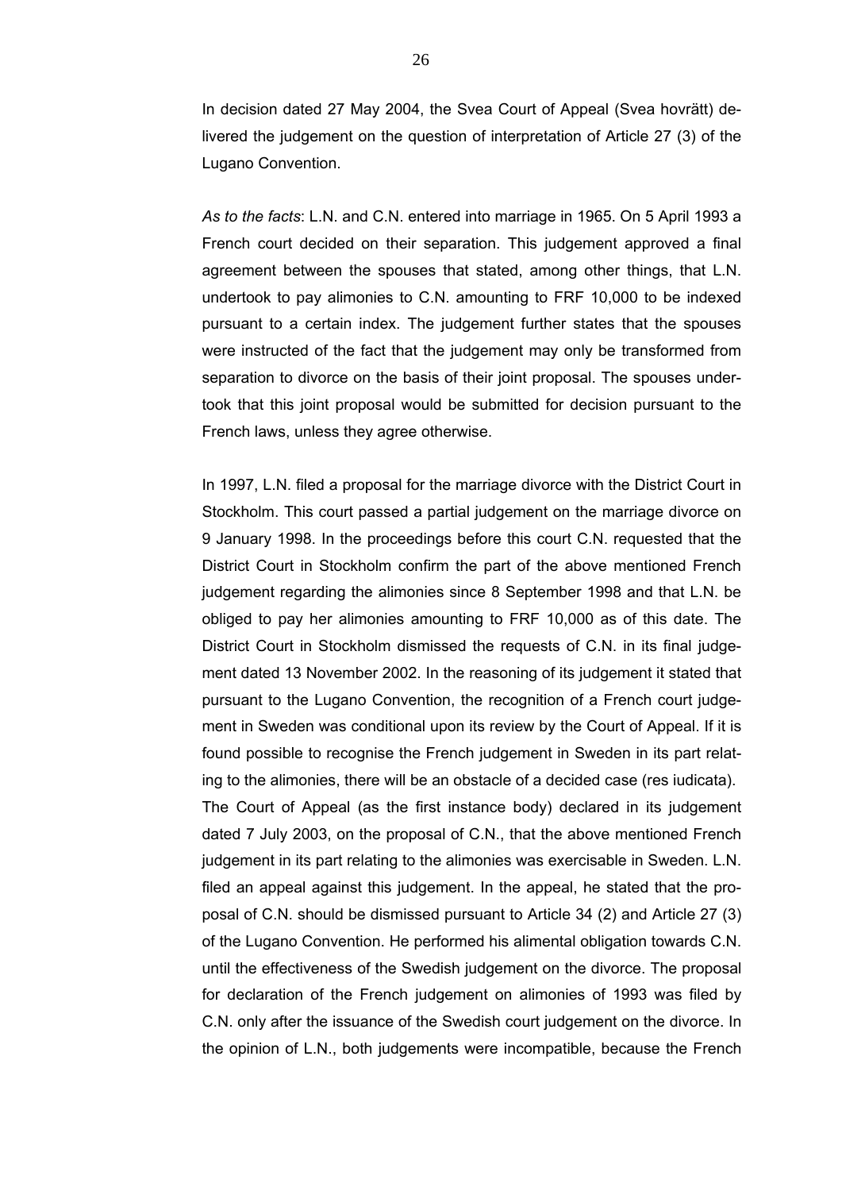In decision dated 27 May 2004, the Svea Court of Appeal (Svea hovrätt) delivered the judgement on the question of interpretation of Article 27 (3) of the Lugano Convention.

*As to the facts*: L.N. and C.N. entered into marriage in 1965. On 5 April 1993 a French court decided on their separation. This judgement approved a final agreement between the spouses that stated, among other things, that L.N. undertook to pay alimonies to C.N. amounting to FRF 10,000 to be indexed pursuant to a certain index. The judgement further states that the spouses were instructed of the fact that the judgement may only be transformed from separation to divorce on the basis of their joint proposal. The spouses undertook that this joint proposal would be submitted for decision pursuant to the French laws, unless they agree otherwise.

In 1997, L.N. filed a proposal for the marriage divorce with the District Court in Stockholm. This court passed a partial judgement on the marriage divorce on 9 January 1998. In the proceedings before this court C.N. requested that the District Court in Stockholm confirm the part of the above mentioned French judgement regarding the alimonies since 8 September 1998 and that L.N. be obliged to pay her alimonies amounting to FRF 10,000 as of this date. The District Court in Stockholm dismissed the requests of C.N. in its final judgement dated 13 November 2002. In the reasoning of its judgement it stated that pursuant to the Lugano Convention, the recognition of a French court judgement in Sweden was conditional upon its review by the Court of Appeal. If it is found possible to recognise the French judgement in Sweden in its part relating to the alimonies, there will be an obstacle of a decided case (res iudicata). The Court of Appeal (as the first instance body) declared in its judgement dated 7 July 2003, on the proposal of C.N., that the above mentioned French judgement in its part relating to the alimonies was exercisable in Sweden. L.N. filed an appeal against this judgement. In the appeal, he stated that the proposal of C.N. should be dismissed pursuant to Article 34 (2) and Article 27 (3) of the Lugano Convention. He performed his alimental obligation towards C.N. until the effectiveness of the Swedish judgement on the divorce. The proposal for declaration of the French judgement on alimonies of 1993 was filed by C.N. only after the issuance of the Swedish court judgement on the divorce. In the opinion of L.N., both judgements were incompatible, because the French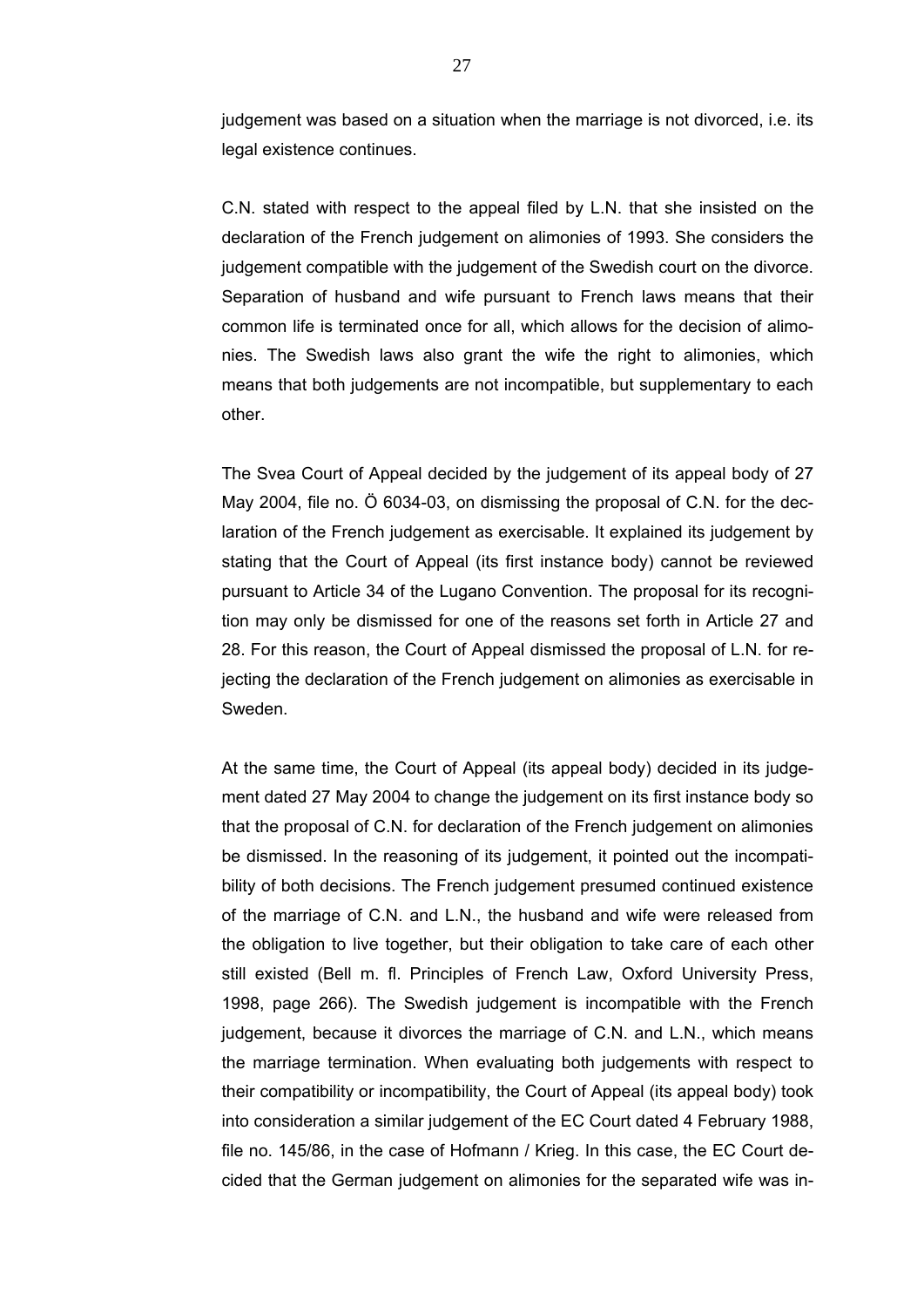judgement was based on a situation when the marriage is not divorced, i.e. its legal existence continues.

C.N. stated with respect to the appeal filed by L.N. that she insisted on the declaration of the French judgement on alimonies of 1993. She considers the judgement compatible with the judgement of the Swedish court on the divorce. Separation of husband and wife pursuant to French laws means that their common life is terminated once for all, which allows for the decision of alimonies. The Swedish laws also grant the wife the right to alimonies, which means that both judgements are not incompatible, but supplementary to each other.

The Svea Court of Appeal decided by the judgement of its appeal body of 27 May 2004, file no. Ö 6034-03, on dismissing the proposal of C.N. for the declaration of the French judgement as exercisable. It explained its judgement by stating that the Court of Appeal (its first instance body) cannot be reviewed pursuant to Article 34 of the Lugano Convention. The proposal for its recognition may only be dismissed for one of the reasons set forth in Article 27 and 28. For this reason, the Court of Appeal dismissed the proposal of L.N. for rejecting the declaration of the French judgement on alimonies as exercisable in Sweden.

At the same time, the Court of Appeal (its appeal body) decided in its judgement dated 27 May 2004 to change the judgement on its first instance body so that the proposal of C.N. for declaration of the French judgement on alimonies be dismissed. In the reasoning of its judgement, it pointed out the incompatibility of both decisions. The French judgement presumed continued existence of the marriage of C.N. and L.N., the husband and wife were released from the obligation to live together, but their obligation to take care of each other still existed (Bell m. fl. Principles of French Law, Oxford University Press, 1998, page 266). The Swedish judgement is incompatible with the French judgement, because it divorces the marriage of C.N. and L.N., which means the marriage termination. When evaluating both judgements with respect to their compatibility or incompatibility, the Court of Appeal (its appeal body) took into consideration a similar judgement of the EC Court dated 4 February 1988, file no. 145/86, in the case of Hofmann / Krieg. In this case, the EC Court decided that the German judgement on alimonies for the separated wife was in-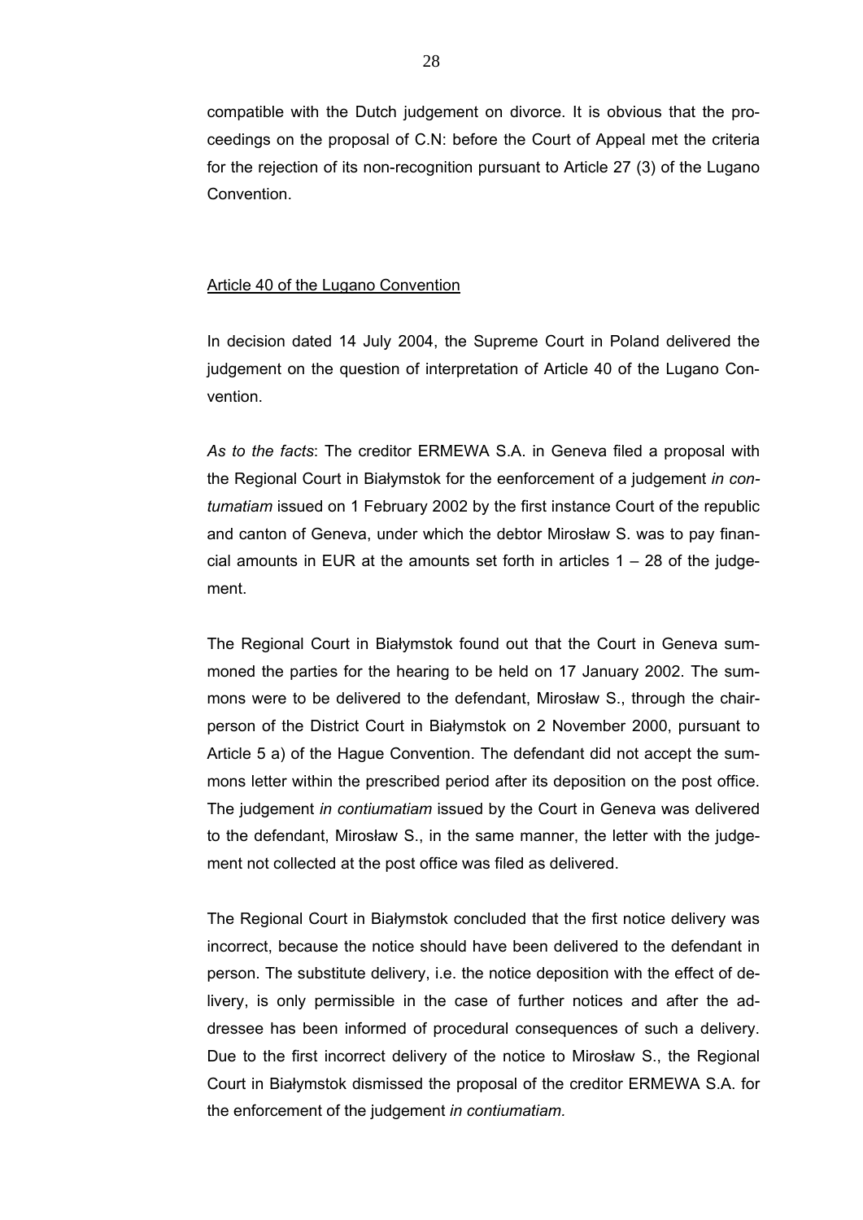compatible with the Dutch judgement on divorce. It is obvious that the proceedings on the proposal of C.N: before the Court of Appeal met the criteria for the rejection of its non-recognition pursuant to Article 27 (3) of the Lugano Convention.

Article 40 of the Lugano Convention

In decision dated 14 July 2004, the Supreme Court in Poland delivered the judgement on the question of interpretation of Article 40 of the Lugano Convention.

*As to the facts*: The creditor ERMEWA S.A. in Geneva filed a proposal with the Regional Court in Białymstok for the eenforcement of a judgement *in contumatiam* issued on 1 February 2002 by the first instance Court of the republic and canton of Geneva, under which the debtor Mirosław S. was to pay financial amounts in EUR at the amounts set forth in articles 1 – 28 of the judgement.

The Regional Court in Białymstok found out that the Court in Geneva summoned the parties for the hearing to be held on 17 January 2002. The summons were to be delivered to the defendant, Mirosław S., through the chairperson of the District Court in Białymstok on 2 November 2000, pursuant to Article 5 a) of the Hague Convention. The defendant did not accept the summons letter within the prescribed period after its deposition on the post office. The judgement *in contiumatiam* issued by the Court in Geneva was delivered to the defendant, Mirosław S., in the same manner, the letter with the judgement not collected at the post office was filed as delivered.

The Regional Court in Białymstok concluded that the first notice delivery was incorrect, because the notice should have been delivered to the defendant in person. The substitute delivery, i.e. the notice deposition with the effect of delivery, is only permissible in the case of further notices and after the addressee has been informed of procedural consequences of such a delivery. Due to the first incorrect delivery of the notice to Mirosław S., the Regional Court in Białymstok dismissed the proposal of the creditor ERMEWA S.A. for the enforcement of the judgement *in contiumatiam.*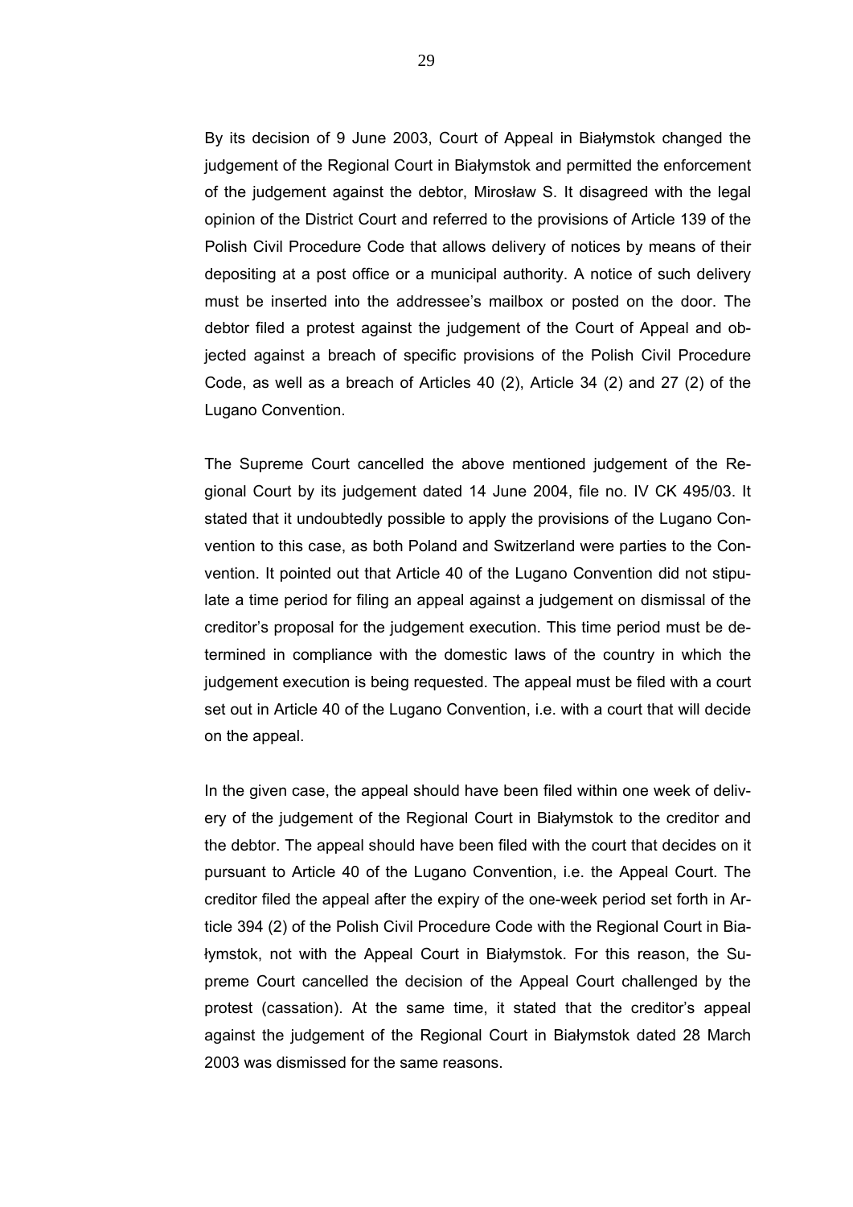By its decision of 9 June 2003, Court of Appeal in Białymstok changed the judgement of the Regional Court in Białymstok and permitted the enforcement of the judgement against the debtor, Mirosław S. It disagreed with the legal opinion of the District Court and referred to the provisions of Article 139 of the Polish Civil Procedure Code that allows delivery of notices by means of their depositing at a post office or a municipal authority. A notice of such delivery must be inserted into the addressee's mailbox or posted on the door. The debtor filed a protest against the judgement of the Court of Appeal and objected against a breach of specific provisions of the Polish Civil Procedure Code, as well as a breach of Articles 40 (2), Article 34 (2) and 27 (2) of the Lugano Convention.

The Supreme Court cancelled the above mentioned judgement of the Regional Court by its judgement dated 14 June 2004, file no. IV CK 495/03. It stated that it undoubtedly possible to apply the provisions of the Lugano Convention to this case, as both Poland and Switzerland were parties to the Convention. It pointed out that Article 40 of the Lugano Convention did not stipulate a time period for filing an appeal against a judgement on dismissal of the creditor's proposal for the judgement execution. This time period must be determined in compliance with the domestic laws of the country in which the judgement execution is being requested. The appeal must be filed with a court set out in Article 40 of the Lugano Convention, i.e. with a court that will decide on the appeal.

In the given case, the appeal should have been filed within one week of delivery of the judgement of the Regional Court in Białymstok to the creditor and the debtor. The appeal should have been filed with the court that decides on it pursuant to Article 40 of the Lugano Convention, i.e. the Appeal Court. The creditor filed the appeal after the expiry of the one-week period set forth in Article 394 (2) of the Polish Civil Procedure Code with the Regional Court in Białymstok, not with the Appeal Court in Białymstok. For this reason, the Supreme Court cancelled the decision of the Appeal Court challenged by the protest (cassation). At the same time, it stated that the creditor's appeal against the judgement of the Regional Court in Białymstok dated 28 March 2003 was dismissed for the same reasons.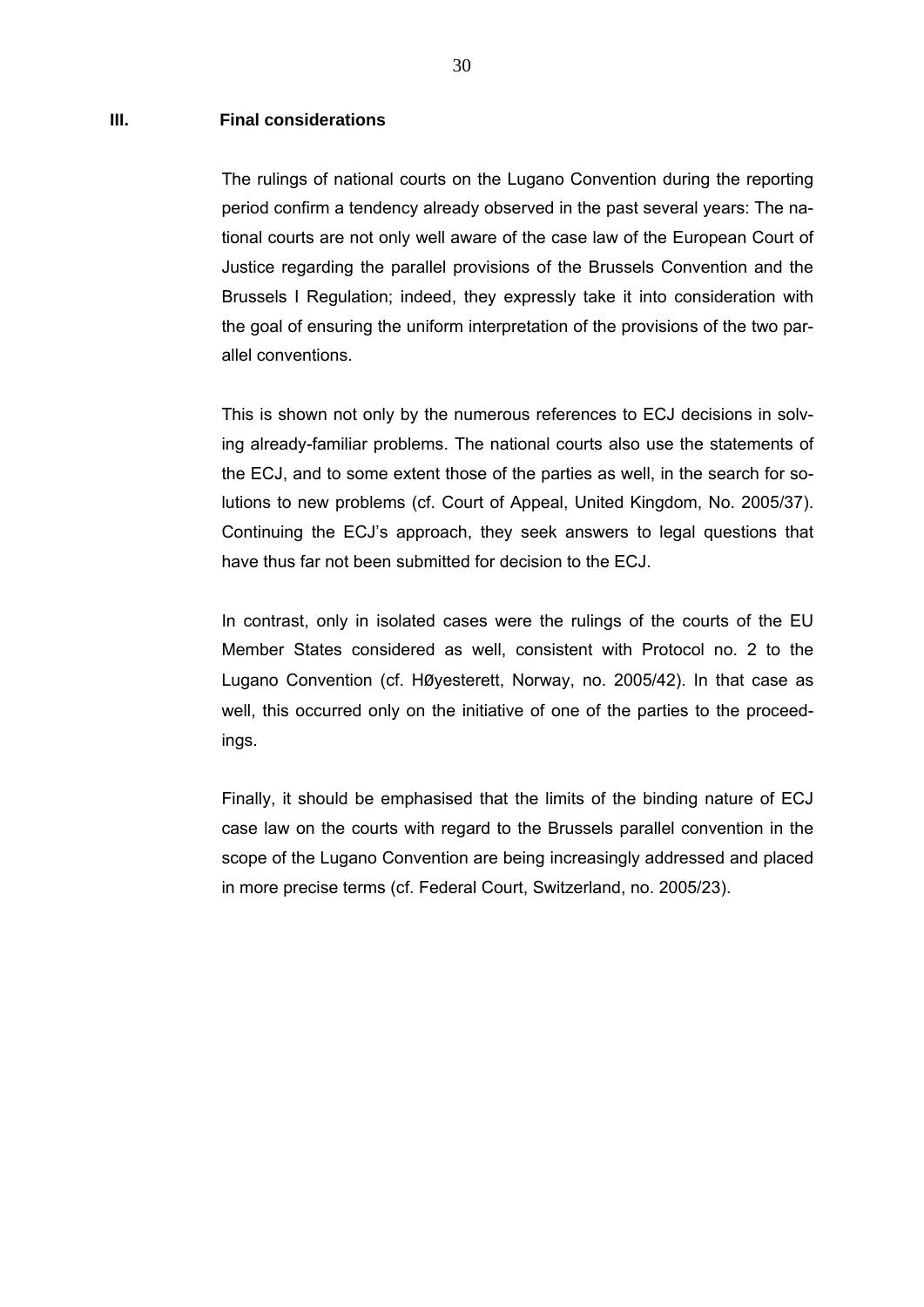## III. Final considerations

The rulings of national courts on the Lugano Convention during the reporting period confirm a tendency already observed in the past several years: The national courts are not only well aware of the case law of the European Court of Justice regarding the parallel provisions of the Brussels Convention and the Brussels I Regulation; indeed, they expressly take it into consideration with the goal of ensuring the uniform interpretation of the provisions of the two parallel conventions.

This is shown not only by the numerous references to ECJ decisions in solving already-familiar problems. The national courts also use the statements of the ECJ, and to some extent those of the parties as well, in the search for solutions to new problems (cf. Court of Appeal, United Kingdom, No. 2005/37). Continuing the ECJ's approach, they seek answers to legal questions that have thus far not been submitted for decision to the ECJ.

In contrast, only in isolated cases were the rulings of the courts of the EU Member States considered as well, consistent with Protocol no. 2 to the Lugano Convention (cf. HØyesterett, Norway, no. 2005/42). In that case as well, this occurred only on the initiative of one of the parties to the proceedings.

Finally, it should be emphasised that the limits of the binding nature of ECJ case law on the courts with regard to the Brussels parallel convention in the scope of the Lugano Convention are being increasingly addressed and placed in more precise terms (cf. Federal Court, Switzerland, no. 2005/23).